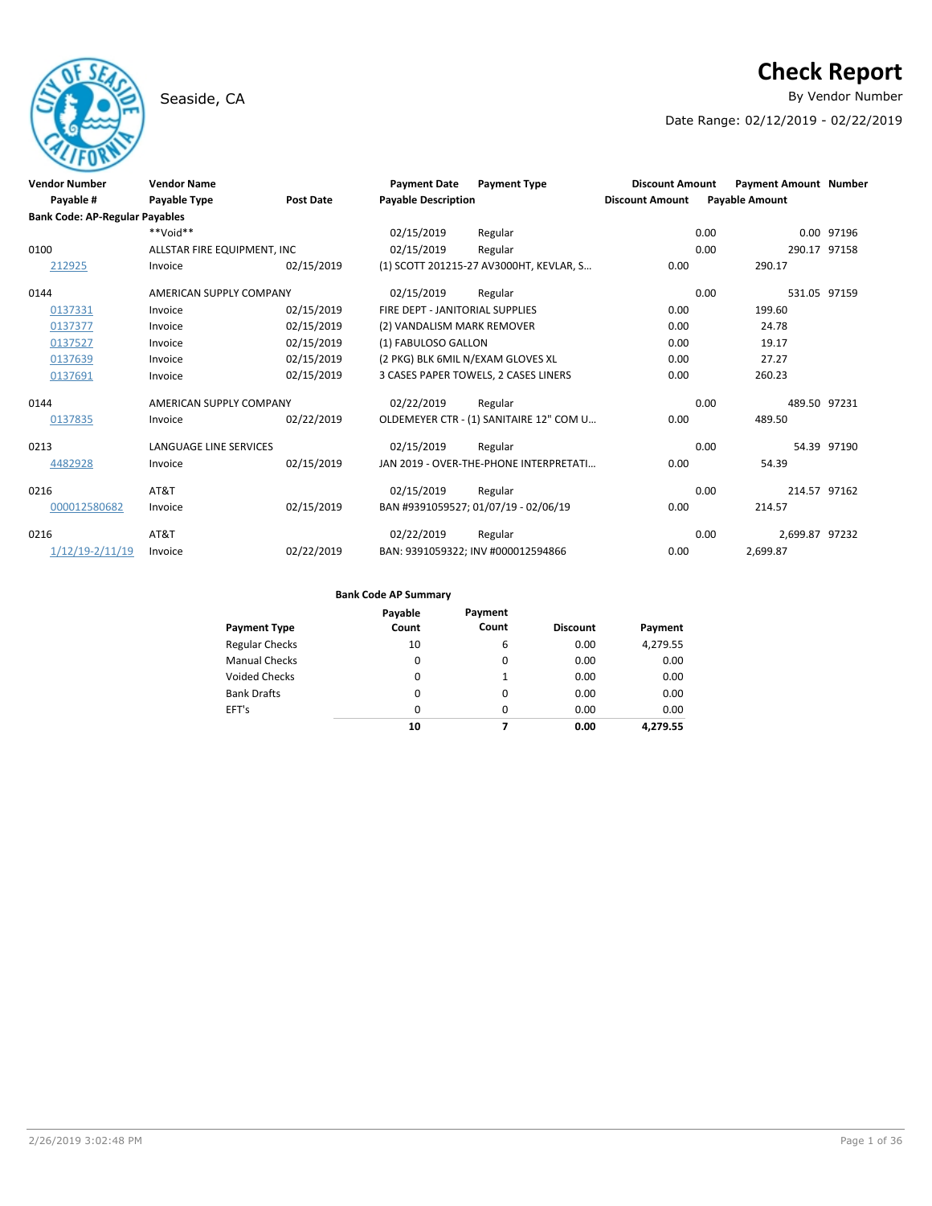# Check Report

Seaside, CA

By Vendor Number

Date Range: 02/12/2019 - 02/22/2019

| Vendor Number | Vendor Name | | Payment Date | Payment Type | Discount Amount | Payment Amount | Number |
|---|---|---|---|---|---|---|---|
| Payable # | Payable Type | Post Date | Payable Description | | Discount Amount | Payable Amount | |
| **Bank Code: AP-Regular Payables** | | | | | | | |
| | **Void** | | 02/15/2019 | Regular | 0.00 | 0.00 | 97196 |
| 0100 | ALLSTAR FIRE EQUIPMENT, INC | | 02/15/2019 | Regular | 0.00 | 290.17 | 97158 |
| 212925 | Invoice | 02/15/2019 | (1) SCOTT 201215-27 AV3000HT, KEVLAR, S… | | 0.00 | 290.17 | |
| 0144 | AMERICAN SUPPLY COMPANY | | 02/15/2019 | Regular | 0.00 | 531.05 | 97159 |
| 0137331 | Invoice | 02/15/2019 | FIRE DEPT - JANITORIAL SUPPLIES | | 0.00 | 199.60 | |
| 0137377 | Invoice | 02/15/2019 | (2) VANDALISM MARK REMOVER | | 0.00 | 24.78 | |
| 0137527 | Invoice | 02/15/2019 | (1) FABULOSO GALLON | | 0.00 | 19.17 | |
| 0137639 | Invoice | 02/15/2019 | (2 PKG) BLK 6MIL N/EXAM GLOVES XL | | 0.00 | 27.27 | |
| 0137691 | Invoice | 02/15/2019 | 3 CASES PAPER TOWELS, 2 CASES LINERS | | 0.00 | 260.23 | |
| 0144 | AMERICAN SUPPLY COMPANY | | 02/22/2019 | Regular | 0.00 | 489.50 | 97231 |
| 0137835 | Invoice | 02/22/2019 | OLDEMEYER CTR - (1) SANITAIRE 12" COM U… | | 0.00 | 489.50 | |
| 0213 | LANGUAGE LINE SERVICES | | 02/15/2019 | Regular | 0.00 | 54.39 | 97190 |
| 4482928 | Invoice | 02/15/2019 | JAN 2019 - OVER-THE-PHONE INTERPRETATI… | | 0.00 | 54.39 | |
| 0216 | AT&T | | 02/15/2019 | Regular | 0.00 | 214.57 | 97162 |
| 000012580682 | Invoice | 02/15/2019 | BAN #9391059527; 01/07/19 - 02/06/19 | | 0.00 | 214.57 | |
| 0216 | AT&T | | 02/22/2019 | Regular | 0.00 | 2,699.87 | 97232 |
| 1/12/19-2/11/19 | Invoice | 02/22/2019 | BAN: 9391059322; INV #000012594866 | | 0.00 | 2,699.87 | |

**Bank Code AP Summary**

| Payment Type | Payable Count | Payment Count | Discount | Payment |
|---|---|---|---|---|
| Regular Checks | 10 | 6 | 0.00 | 4,279.55 |
| Manual Checks | 0 | 0 | 0.00 | 0.00 |
| Voided Checks | 0 | 1 | 0.00 | 0.00 |
| Bank Drafts | 0 | 0 | 0.00 | 0.00 |
| EFT's | 0 | 0 | 0.00 | 0.00 |
| | **10** | **7** | **0.00** | **4,279.55** |

2/26/2019 3:02:48 PM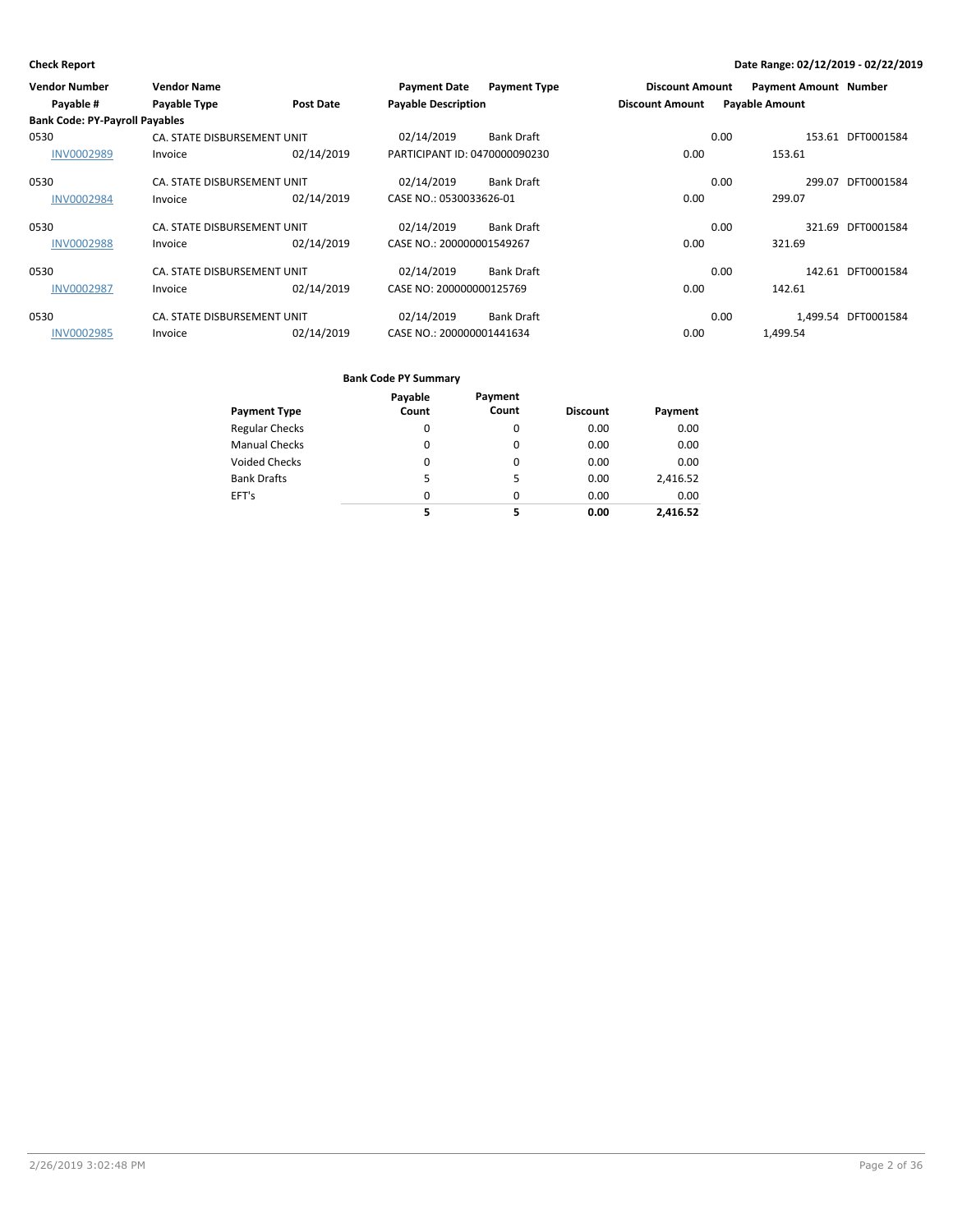**Check Report** **Date Range: 02/12/2019 - 02/22/2019**

| Vendor Number | Vendor Name | | Payment Date | Payment Type | Discount Amount | Payment Amount | Number |
|---|---|---|---|---|---|---|---|
| Payable # | Payable Type | Post Date | Payable Description | | Discount Amount | Payable Amount | |
| **Bank Code: PY-Payroll Payables** | | | | | | | |
| 0530 | CA. STATE DISBURSEMENT UNIT | | 02/14/2019 | Bank Draft | 0.00 | 153.61 | DFT0001584 |
| INV0002989 | Invoice | 02/14/2019 | PARTICIPANT ID: 0470000090230 | | 0.00 | 153.61 | |
| 0530 | CA. STATE DISBURSEMENT UNIT | | 02/14/2019 | Bank Draft | 0.00 | 299.07 | DFT0001584 |
| INV0002984 | Invoice | 02/14/2019 | CASE NO.: 0530033626-01 | | 0.00 | 299.07 | |
| 0530 | CA. STATE DISBURSEMENT UNIT | | 02/14/2019 | Bank Draft | 0.00 | 321.69 | DFT0001584 |
| INV0002988 | Invoice | 02/14/2019 | CASE NO.: 200000001549267 | | 0.00 | 321.69 | |
| 0530 | CA. STATE DISBURSEMENT UNIT | | 02/14/2019 | Bank Draft | 0.00 | 142.61 | DFT0001584 |
| INV0002987 | Invoice | 02/14/2019 | CASE NO: 200000000125769 | | 0.00 | 142.61 | |
| 0530 | CA. STATE DISBURSEMENT UNIT | | 02/14/2019 | Bank Draft | 0.00 | 1,499.54 | DFT0001584 |
| INV0002985 | Invoice | 02/14/2019 | CASE NO.: 200000001441634 | | 0.00 | 1,499.54 | |

**Bank Code PY Summary**

| Payment Type | Payable Count | Payment Count | Discount | Payment |
|---|---|---|---|---|
| Regular Checks | 0 | 0 | 0.00 | 0.00 |
| Manual Checks | 0 | 0 | 0.00 | 0.00 |
| Voided Checks | 0 | 0 | 0.00 | 0.00 |
| Bank Drafts | 5 | 5 | 0.00 | 2,416.52 |
| EFT's | 0 | 0 | 0.00 | 0.00 |
| | **5** | **5** | **0.00** | **2,416.52** |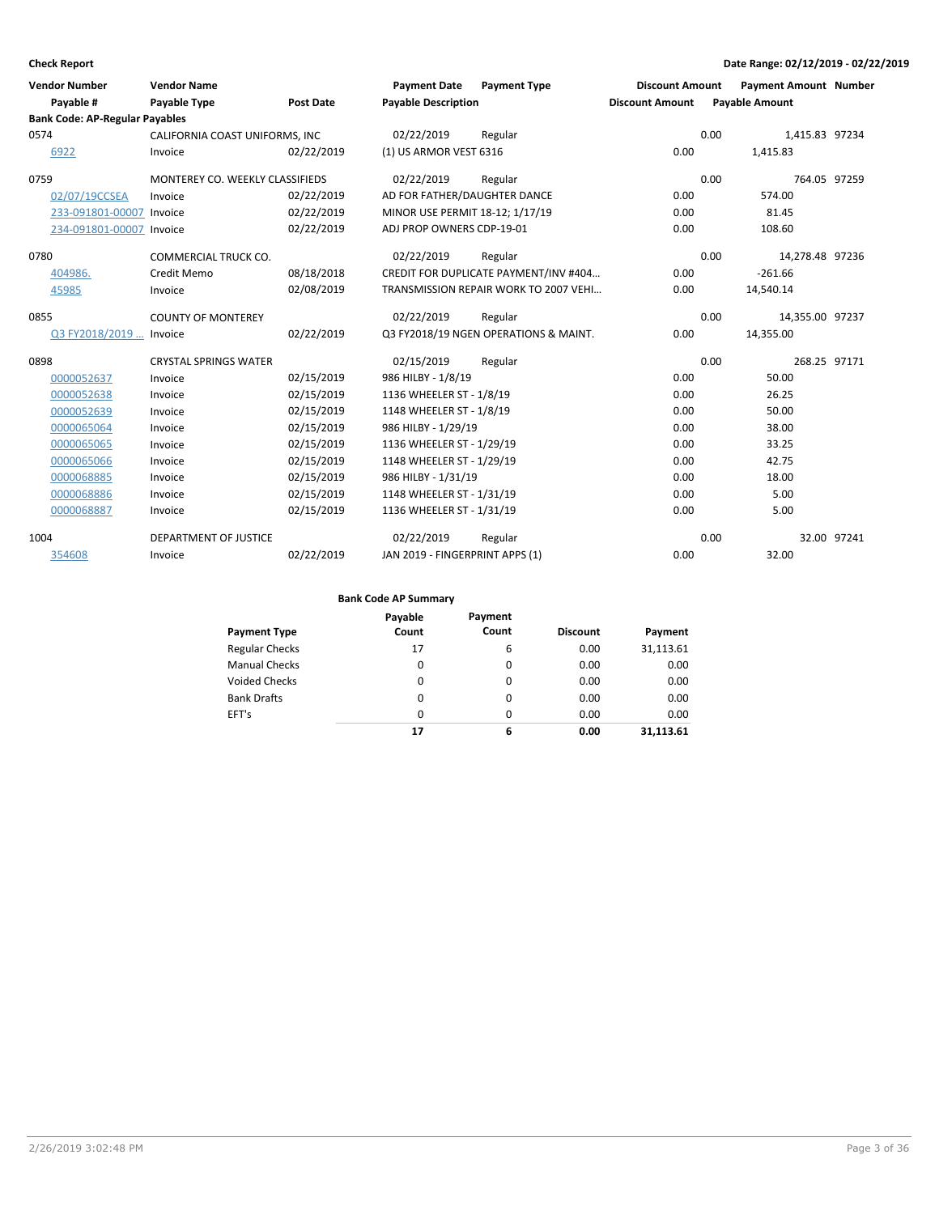**Check Report** — Date Range: 02/12/2019 - 02/22/2019

| Vendor Number / Payable # | Vendor Name / Payable Type | Post Date | Payment Date / Payable Description | Payment Type | Discount Amount | Payment Amount / Payable Amount | Number |
|---|---|---|---|---|---|---|---|
| **Bank Code: AP-Regular Payables** | | | | | | | |
| 0574 | CALIFORNIA COAST UNIFORMS, INC | | 02/22/2019 | Regular | 0.00 | 1,415.83 | 97234 |
| 6922 | Invoice | 02/22/2019 | (1) US ARMOR VEST 6316 | | 0.00 | 1,415.83 | |
| 0759 | MONTEREY CO. WEEKLY CLASSIFIEDS | | 02/22/2019 | Regular | 0.00 | 764.05 | 97259 |
| 02/07/19CCSEA | Invoice | 02/22/2019 | AD FOR FATHER/DAUGHTER DANCE | | 0.00 | 574.00 | |
| 233-091801-00007 | Invoice | 02/22/2019 | MINOR USE PERMIT 18-12; 1/17/19 | | 0.00 | 81.45 | |
| 234-091801-00007 | Invoice | 02/22/2019 | ADJ PROP OWNERS CDP-19-01 | | 0.00 | 108.60 | |
| 0780 | COMMERCIAL TRUCK CO. | | 02/22/2019 | Regular | 0.00 | 14,278.48 | 97236 |
| 404986. | Credit Memo | 08/18/2018 | CREDIT FOR DUPLICATE PAYMENT/INV #404... | | 0.00 | -261.66 | |
| 45985 | Invoice | 02/08/2019 | TRANSMISSION REPAIR WORK TO 2007 VEHI... | | 0.00 | 14,540.14 | |
| 0855 | COUNTY OF MONTEREY | | 02/22/2019 | Regular | 0.00 | 14,355.00 | 97237 |
| Q3 FY2018/2019 ... | Invoice | 02/22/2019 | Q3 FY2018/19 NGEN OPERATIONS & MAINT. | | 0.00 | 14,355.00 | |
| 0898 | CRYSTAL SPRINGS WATER | | 02/15/2019 | Regular | 0.00 | 268.25 | 97171 |
| 0000052637 | Invoice | 02/15/2019 | 986 HILBY - 1/8/19 | | 0.00 | 50.00 | |
| 0000052638 | Invoice | 02/15/2019 | 1136 WHEELER ST - 1/8/19 | | 0.00 | 26.25 | |
| 0000052639 | Invoice | 02/15/2019 | 1148 WHEELER ST - 1/8/19 | | 0.00 | 50.00 | |
| 0000065064 | Invoice | 02/15/2019 | 986 HILBY - 1/29/19 | | 0.00 | 38.00 | |
| 0000065065 | Invoice | 02/15/2019 | 1136 WHEELER ST - 1/29/19 | | 0.00 | 33.25 | |
| 0000065066 | Invoice | 02/15/2019 | 1148 WHEELER ST - 1/29/19 | | 0.00 | 42.75 | |
| 0000068885 | Invoice | 02/15/2019 | 986 HILBY - 1/31/19 | | 0.00 | 18.00 | |
| 0000068886 | Invoice | 02/15/2019 | 1148 WHEELER ST - 1/31/19 | | 0.00 | 5.00 | |
| 0000068887 | Invoice | 02/15/2019 | 1136 WHEELER ST - 1/31/19 | | 0.00 | 5.00 | |
| 1004 | DEPARTMENT OF JUSTICE | | 02/22/2019 | Regular | 0.00 | 32.00 | 97241 |
| 354608 | Invoice | 02/22/2019 | JAN 2019 - FINGERPRINT APPS (1) | | 0.00 | 32.00 | |

**Bank Code AP Summary**

| Payment Type | Payable Count | Payment Count | Discount | Payment |
|---|---|---|---|---|
| Regular Checks | 17 | 6 | 0.00 | 31,113.61 |
| Manual Checks | 0 | 0 | 0.00 | 0.00 |
| Voided Checks | 0 | 0 | 0.00 | 0.00 |
| Bank Drafts | 0 | 0 | 0.00 | 0.00 |
| EFT's | 0 | 0 | 0.00 | 0.00 |
| | **17** | **6** | **0.00** | **31,113.61** |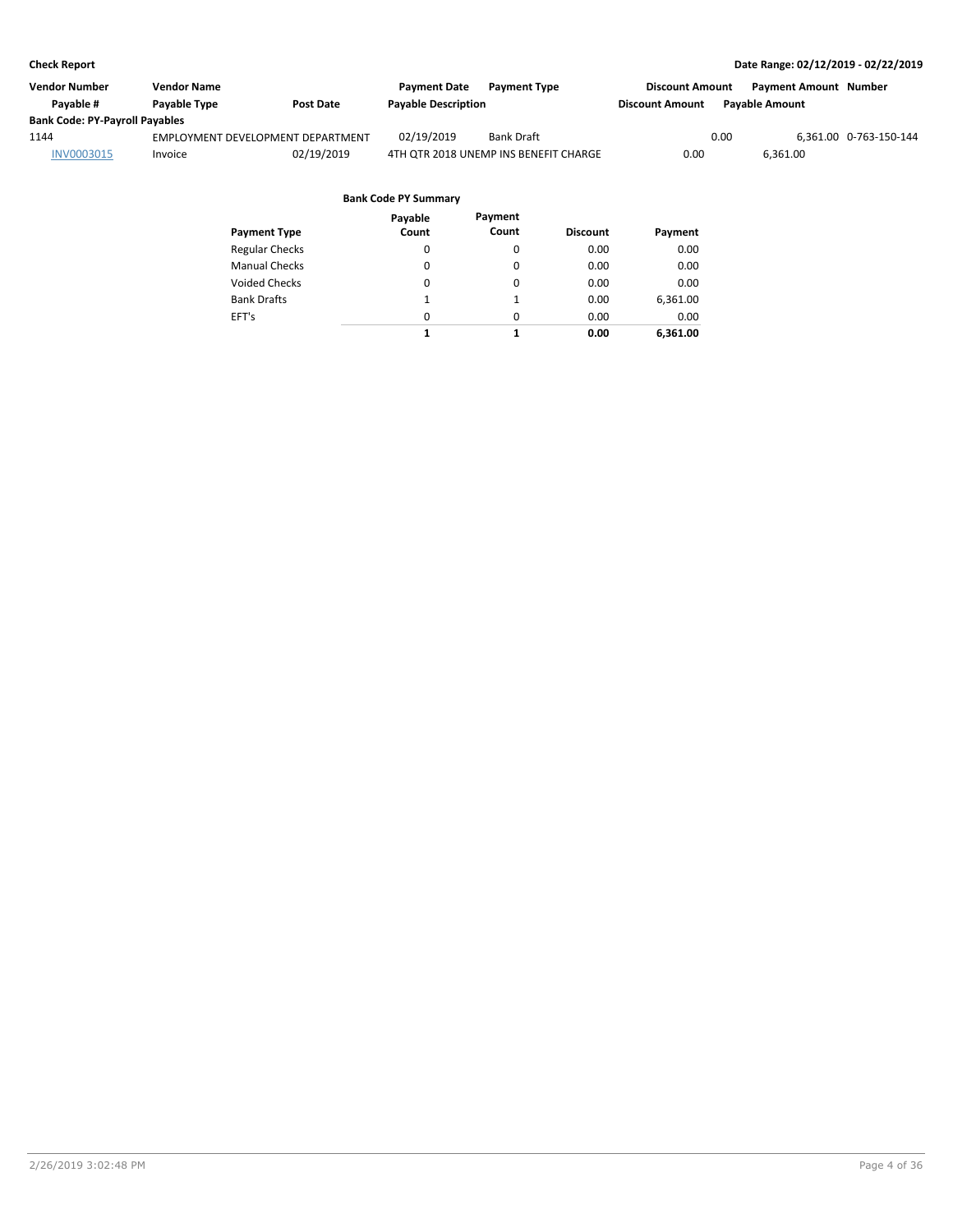**Check Report** | **Date Range: 02/12/2019 - 02/22/2019**

| Vendor Number | Vendor Name | | Payment Date | Payment Type | Discount Amount | Payment Amount | Number |
|---|---|---|---|---|---|---|---|
| Payable # | Payable Type | Post Date | Payable Description | | Discount Amount | Payable Amount | |
| **Bank Code: PY-Payroll Payables** | | | | | | | |
| 1144 | EMPLOYMENT DEVELOPMENT DEPARTMENT | | 02/19/2019 | Bank Draft | 0.00 | 6,361.00 | 0-763-150-144 |
| INV0003015 | Invoice | 02/19/2019 | 4TH QTR 2018 UNEMP INS BENEFIT CHARGE | | 0.00 | 6,361.00 | |

**Bank Code PY Summary**

| Payment Type | Payable Count | Payment Count | Discount | Payment |
|---|---|---|---|---|
| Regular Checks | 0 | 0 | 0.00 | 0.00 |
| Manual Checks | 0 | 0 | 0.00 | 0.00 |
| Voided Checks | 0 | 0 | 0.00 | 0.00 |
| Bank Drafts | 1 | 1 | 0.00 | 6,361.00 |
| EFT's | 0 | 0 | 0.00 | 0.00 |
| | **1** | **1** | **0.00** | **6,361.00** |

2/26/2019 3:02:48 PM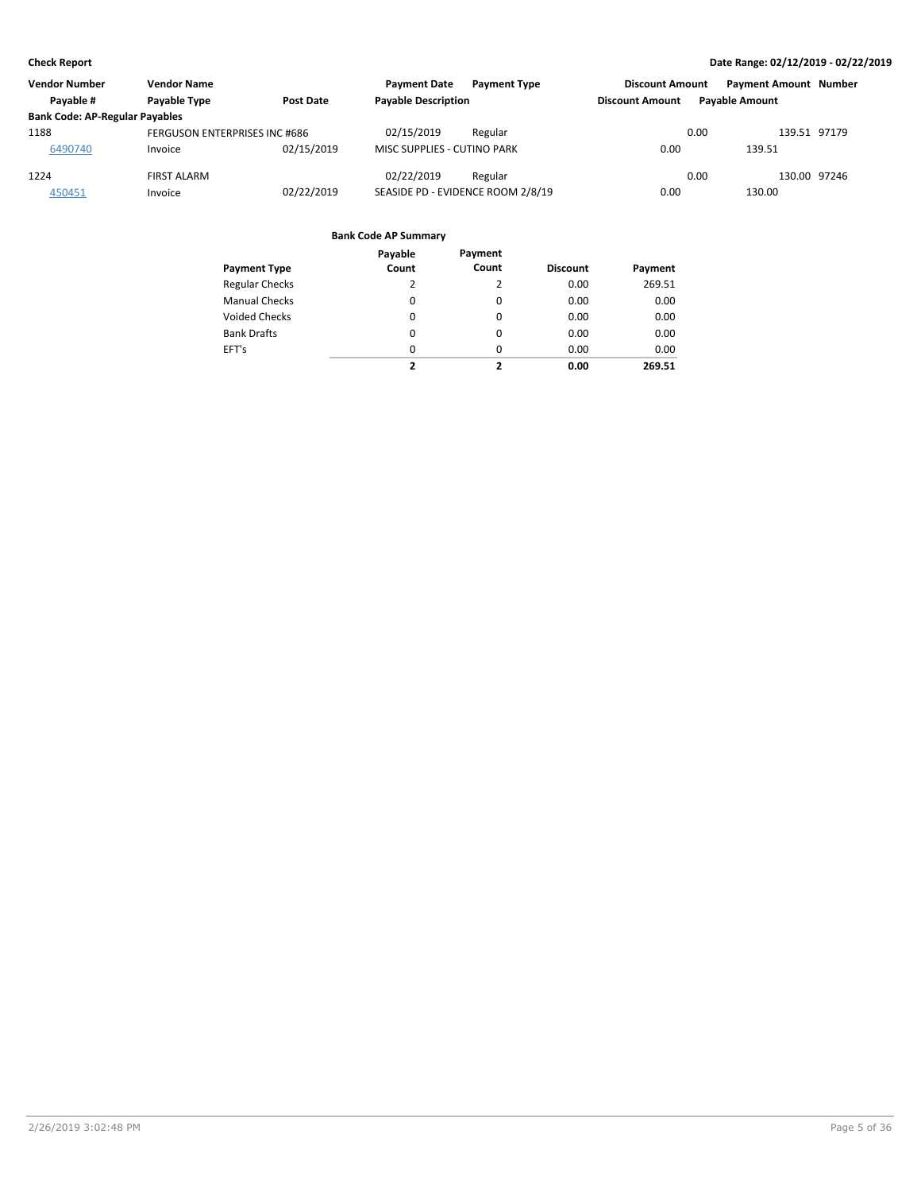**Check Report** **Date Range: 02/12/2019 - 02/22/2019**

| Vendor Number | Vendor Name | | Payment Date | Payment Type | Discount Amount | Payment Amount | Number |
|---|---|---|---|---|---|---|---|
| Payable # | Payable Type | Post Date | Payable Description | | Discount Amount | Payable Amount | |
| **Bank Code: AP-Regular Payables** | | | | | | | |
| 1188 | FERGUSON ENTERPRISES INC #686 | | 02/15/2019 | Regular | 0.00 | 139.51 | 97179 |
| 6490740 | Invoice | 02/15/2019 | MISC SUPPLIES - CUTINO PARK | | 0.00 | 139.51 | |
| 1224 | FIRST ALARM | | 02/22/2019 | Regular | 0.00 | 130.00 | 97246 |
| 450451 | Invoice | 02/22/2019 | SEASIDE PD - EVIDENCE ROOM 2/8/19 | | 0.00 | 130.00 | |

**Bank Code AP Summary**

| Payment Type | Payable Count | Payment Count | Discount | Payment |
|---|---|---|---|---|
| Regular Checks | 2 | 2 | 0.00 | 269.51 |
| Manual Checks | 0 | 0 | 0.00 | 0.00 |
| Voided Checks | 0 | 0 | 0.00 | 0.00 |
| Bank Drafts | 0 | 0 | 0.00 | 0.00 |
| EFT's | 0 | 0 | 0.00 | 0.00 |
| | **2** | **2** | **0.00** | **269.51** |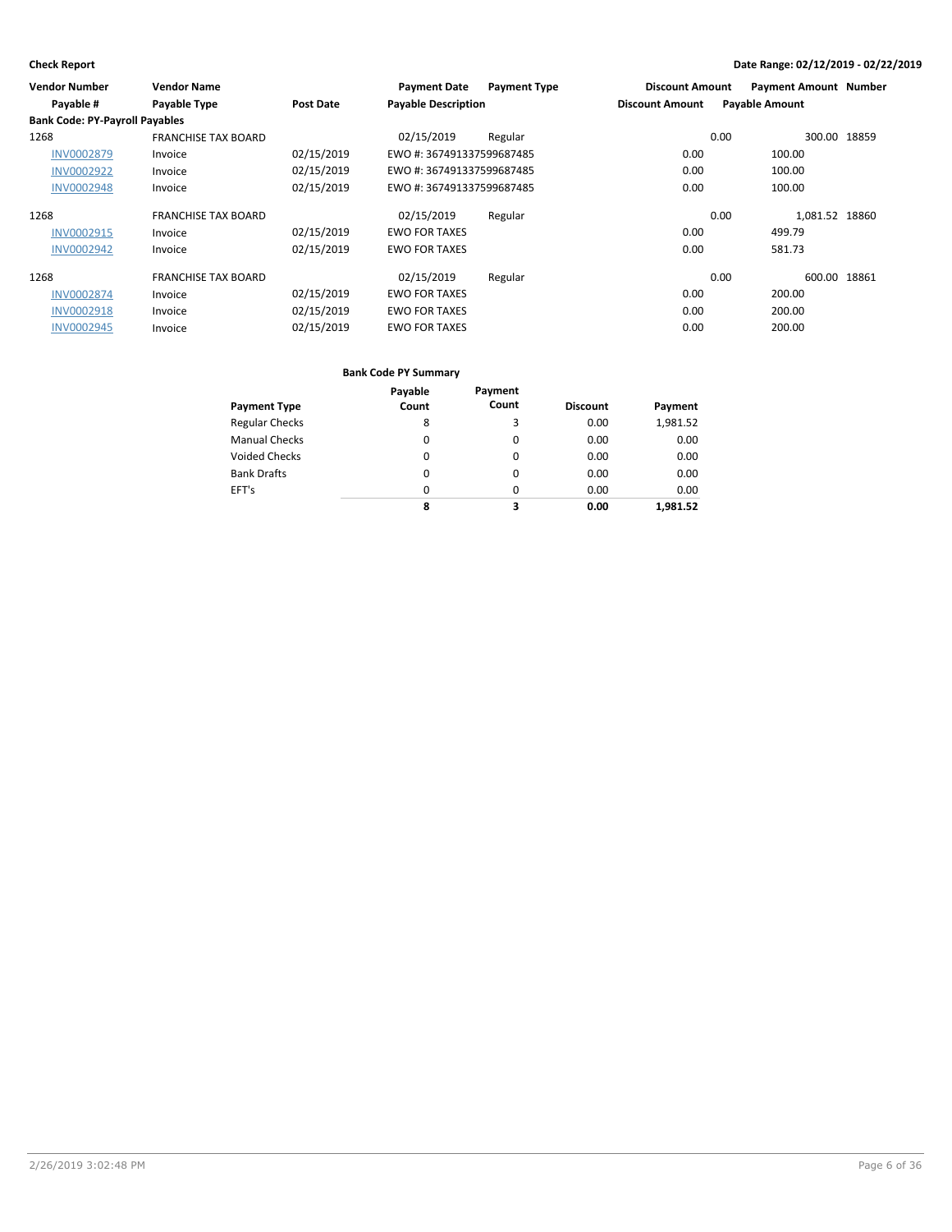**Check Report**

**Date Range: 02/12/2019 - 02/22/2019**

| Vendor Number | Vendor Name | | Payment Date | Payment Type | Discount Amount | Payment Amount | Number |
|---|---|---|---|---|---|---|---|
| Payable # | Payable Type | Post Date | Payable Description | | Discount Amount | Payable Amount | |
| **Bank Code: PY-Payroll Payables** | | | | | | | |
| 1268 | FRANCHISE TAX BOARD | | 02/15/2019 | Regular | 0.00 | 300.00 | 18859 |
| INV0002879 | Invoice | 02/15/2019 | EWO #: 367491337599687485 | | 0.00 | 100.00 | |
| INV0002922 | Invoice | 02/15/2019 | EWO #: 367491337599687485 | | 0.00 | 100.00 | |
| INV0002948 | Invoice | 02/15/2019 | EWO #: 367491337599687485 | | 0.00 | 100.00 | |
| 1268 | FRANCHISE TAX BOARD | | 02/15/2019 | Regular | 0.00 | 1,081.52 | 18860 |
| INV0002915 | Invoice | 02/15/2019 | EWO FOR TAXES | | 0.00 | 499.79 | |
| INV0002942 | Invoice | 02/15/2019 | EWO FOR TAXES | | 0.00 | 581.73 | |
| 1268 | FRANCHISE TAX BOARD | | 02/15/2019 | Regular | 0.00 | 600.00 | 18861 |
| INV0002874 | Invoice | 02/15/2019 | EWO FOR TAXES | | 0.00 | 200.00 | |
| INV0002918 | Invoice | 02/15/2019 | EWO FOR TAXES | | 0.00 | 200.00 | |
| INV0002945 | Invoice | 02/15/2019 | EWO FOR TAXES | | 0.00 | 200.00 | |

**Bank Code PY Summary**

| Payment Type | Payable Count | Payment Count | Discount | Payment |
|---|---|---|---|---|
| Regular Checks | 8 | 3 | 0.00 | 1,981.52 |
| Manual Checks | 0 | 0 | 0.00 | 0.00 |
| Voided Checks | 0 | 0 | 0.00 | 0.00 |
| Bank Drafts | 0 | 0 | 0.00 | 0.00 |
| EFT's | 0 | 0 | 0.00 | 0.00 |
| | **8** | **3** | **0.00** | **1,981.52** |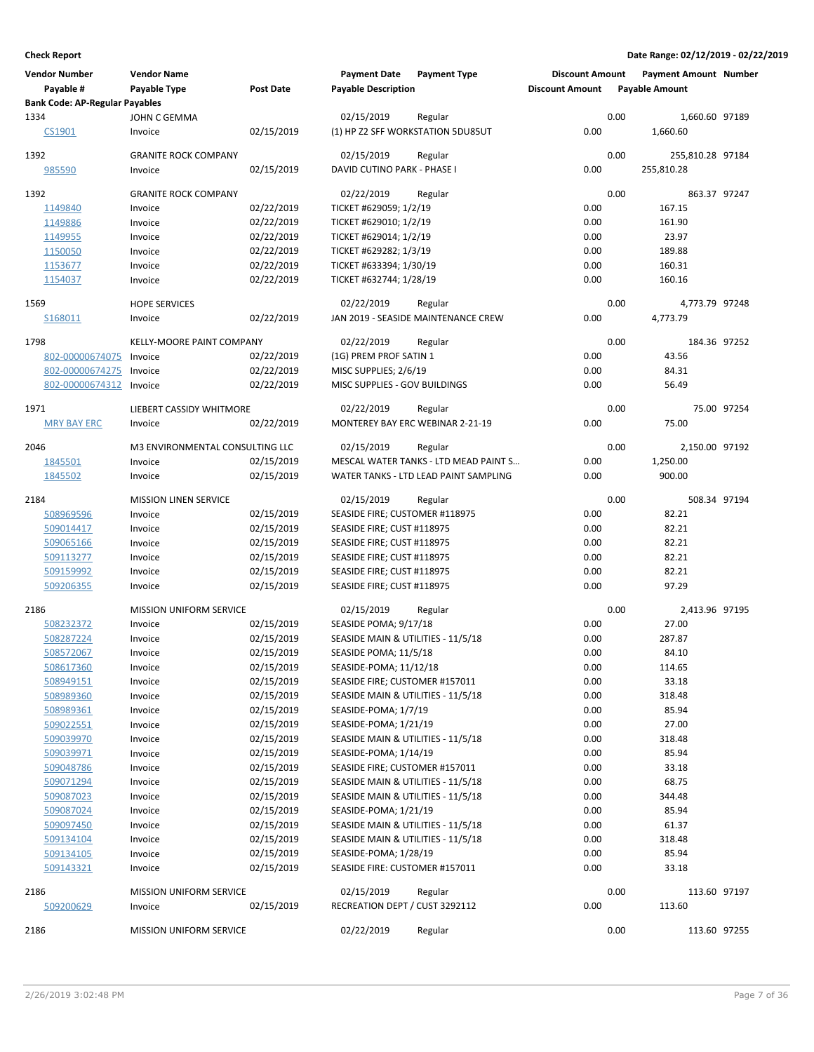**Check Report** | **Date Range: 02/12/2019 - 02/22/2019**

| Vendor Number / Payable # | Vendor Name / Payable Type | Post Date | Payment Date / Payable Description | Payment Type | Discount Amount | Payment Amount / Payable Amount | Number |
|---|---|---|---|---|---|---|---|
| **Bank Code: AP-Regular Payables** | | | | | | | |
| 1334 | JOHN C GEMMA | | 02/15/2019 | Regular | 0.00 | 1,660.60 | 97189 |
| CS1901 | Invoice | 02/15/2019 | (1) HP Z2 SFF WORKSTATION 5DU85UT | | 0.00 | 1,660.60 | |
| 1392 | GRANITE ROCK COMPANY | | 02/15/2019 | Regular | 0.00 | 255,810.28 | 97184 |
| 985590 | Invoice | 02/15/2019 | DAVID CUTINO PARK - PHASE I | | 0.00 | 255,810.28 | |
| 1392 | GRANITE ROCK COMPANY | | 02/22/2019 | Regular | 0.00 | 863.37 | 97247 |
| 1149840 | Invoice | 02/22/2019 | TICKET #629059; 1/2/19 | | 0.00 | 167.15 | |
| 1149886 | Invoice | 02/22/2019 | TICKET #629010; 1/2/19 | | 0.00 | 161.90 | |
| 1149955 | Invoice | 02/22/2019 | TICKET #629014; 1/2/19 | | 0.00 | 23.97 | |
| 1150050 | Invoice | 02/22/2019 | TICKET #629282; 1/3/19 | | 0.00 | 189.88 | |
| 1153677 | Invoice | 02/22/2019 | TICKET #633394; 1/30/19 | | 0.00 | 160.31 | |
| 1154037 | Invoice | 02/22/2019 | TICKET #632744; 1/28/19 | | 0.00 | 160.16 | |
| 1569 | HOPE SERVICES | | 02/22/2019 | Regular | 0.00 | 4,773.79 | 97248 |
| S168011 | Invoice | 02/22/2019 | JAN 2019 - SEASIDE MAINTENANCE CREW | | 0.00 | 4,773.79 | |
| 1798 | KELLY-MOORE PAINT COMPANY | | 02/22/2019 | Regular | 0.00 | 184.36 | 97252 |
| 802-00000674075 | Invoice | 02/22/2019 | (1G) PREM PROF SATIN 1 | | 0.00 | 43.56 | |
| 802-00000674275 | Invoice | 02/22/2019 | MISC SUPPLIES; 2/6/19 | | 0.00 | 84.31 | |
| 802-00000674312 | Invoice | 02/22/2019 | MISC SUPPLIES - GOV BUILDINGS | | 0.00 | 56.49 | |
| 1971 | LIEBERT CASSIDY WHITMORE | | 02/22/2019 | Regular | 0.00 | 75.00 | 97254 |
| MRY BAY ERC | Invoice | 02/22/2019 | MONTEREY BAY ERC WEBINAR 2-21-19 | | 0.00 | 75.00 | |
| 2046 | M3 ENVIRONMENTAL CONSULTING LLC | | 02/15/2019 | Regular | 0.00 | 2,150.00 | 97192 |
| 1845501 | Invoice | 02/15/2019 | MESCAL WATER TANKS - LTD MEAD PAINT S... | | 0.00 | 1,250.00 | |
| 1845502 | Invoice | 02/15/2019 | WATER TANKS - LTD LEAD PAINT SAMPLING | | 0.00 | 900.00 | |
| 2184 | MISSION LINEN SERVICE | | 02/15/2019 | Regular | 0.00 | 508.34 | 97194 |
| 508969596 | Invoice | 02/15/2019 | SEASIDE FIRE; CUSTOMER #118975 | | 0.00 | 82.21 | |
| 509014417 | Invoice | 02/15/2019 | SEASIDE FIRE; CUST #118975 | | 0.00 | 82.21 | |
| 509065166 | Invoice | 02/15/2019 | SEASIDE FIRE; CUST #118975 | | 0.00 | 82.21 | |
| 509113277 | Invoice | 02/15/2019 | SEASIDE FIRE; CUST #118975 | | 0.00 | 82.21 | |
| 509159992 | Invoice | 02/15/2019 | SEASIDE FIRE; CUST #118975 | | 0.00 | 82.21 | |
| 509206355 | Invoice | 02/15/2019 | SEASIDE FIRE; CUST #118975 | | 0.00 | 97.29 | |
| 2186 | MISSION UNIFORM SERVICE | | 02/15/2019 | Regular | 0.00 | 2,413.96 | 97195 |
| 508232372 | Invoice | 02/15/2019 | SEASIDE POMA; 9/17/18 | | 0.00 | 27.00 | |
| 508287224 | Invoice | 02/15/2019 | SEASIDE MAIN & UTILITIES - 11/5/18 | | 0.00 | 287.87 | |
| 508572067 | Invoice | 02/15/2019 | SEASIDE POMA; 11/5/18 | | 0.00 | 84.10 | |
| 508617360 | Invoice | 02/15/2019 | SEASIDE-POMA; 11/12/18 | | 0.00 | 114.65 | |
| 508949151 | Invoice | 02/15/2019 | SEASIDE FIRE; CUSTOMER #157011 | | 0.00 | 33.18 | |
| 508989360 | Invoice | 02/15/2019 | SEASIDE MAIN & UTILITIES - 11/5/18 | | 0.00 | 318.48 | |
| 508989361 | Invoice | 02/15/2019 | SEASIDE-POMA; 1/7/19 | | 0.00 | 85.94 | |
| 509022551 | Invoice | 02/15/2019 | SEASIDE-POMA; 1/21/19 | | 0.00 | 27.00 | |
| 509039970 | Invoice | 02/15/2019 | SEASIDE MAIN & UTILITIES - 11/5/18 | | 0.00 | 318.48 | |
| 509039971 | Invoice | 02/15/2019 | SEASIDE-POMA; 1/14/19 | | 0.00 | 85.94 | |
| 509048786 | Invoice | 02/15/2019 | SEASIDE FIRE; CUSTOMER #157011 | | 0.00 | 33.18 | |
| 509071294 | Invoice | 02/15/2019 | SEASIDE MAIN & UTILITIES - 11/5/18 | | 0.00 | 68.75 | |
| 509087023 | Invoice | 02/15/2019 | SEASIDE MAIN & UTILITIES - 11/5/18 | | 0.00 | 344.48 | |
| 509087024 | Invoice | 02/15/2019 | SEASIDE-POMA; 1/21/19 | | 0.00 | 85.94 | |
| 509097450 | Invoice | 02/15/2019 | SEASIDE MAIN & UTILITIES - 11/5/18 | | 0.00 | 61.37 | |
| 509134104 | Invoice | 02/15/2019 | SEASIDE MAIN & UTILITIES - 11/5/18 | | 0.00 | 318.48 | |
| 509134105 | Invoice | 02/15/2019 | SEASIDE-POMA; 1/28/19 | | 0.00 | 85.94 | |
| 509143321 | Invoice | 02/15/2019 | SEASIDE FIRE: CUSTOMER #157011 | | 0.00 | 33.18 | |
| 2186 | MISSION UNIFORM SERVICE | | 02/15/2019 | Regular | 0.00 | 113.60 | 97197 |
| 509200629 | Invoice | 02/15/2019 | RECREATION DEPT / CUST 3292112 | | 0.00 | 113.60 | |
| 2186 | MISSION UNIFORM SERVICE | | 02/22/2019 | Regular | 0.00 | 113.60 | 97255 |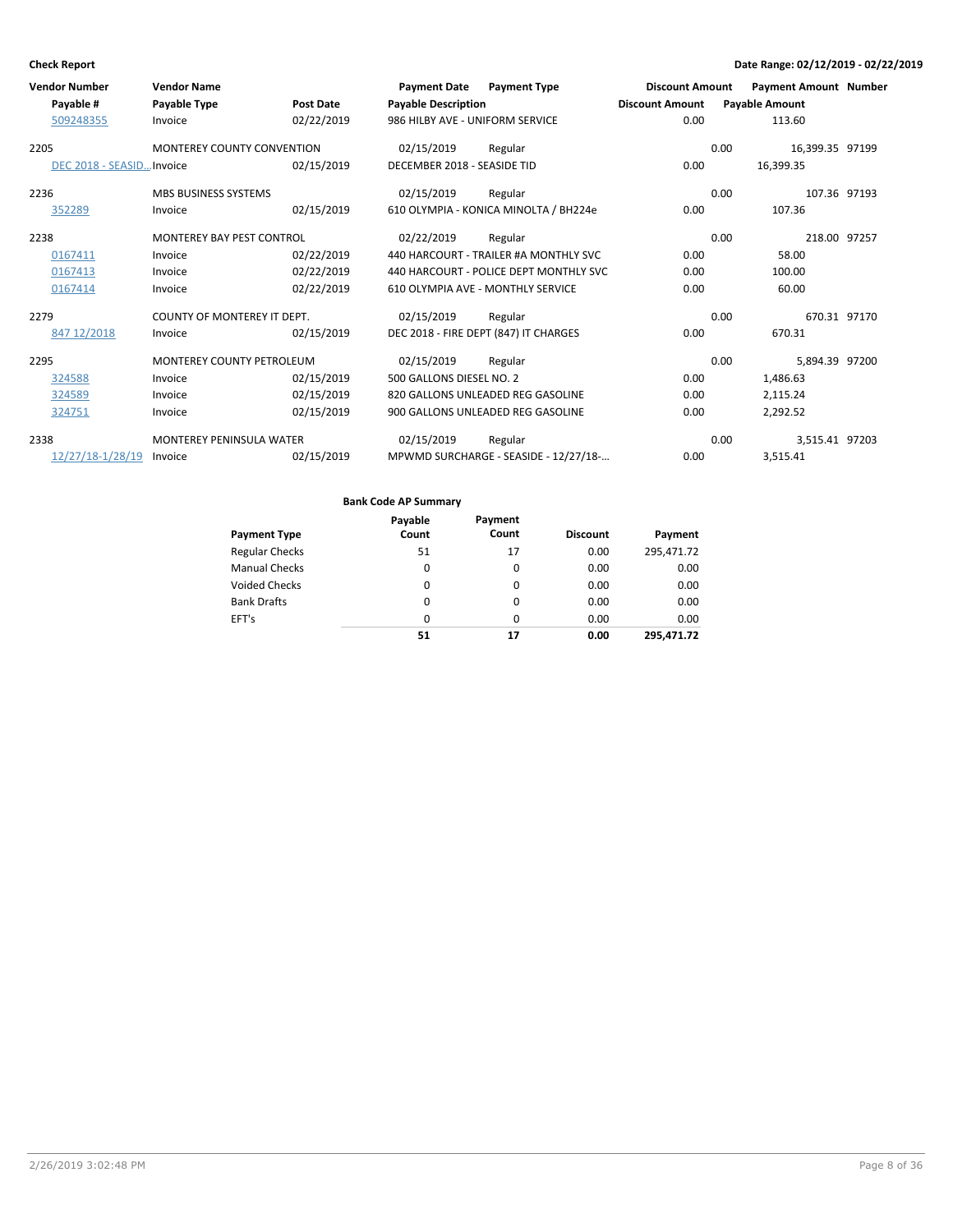**Check Report** **Date Range: 02/12/2019 - 02/22/2019**

| Vendor Number | Vendor Name | | Payment Date | Payment Type | Discount Amount | Payment Amount | Number |
|---|---|---|---|---|---|---|---|
| Payable # | Payable Type | Post Date | Payable Description | | Discount Amount | Payable Amount | |
| 509248355 | Invoice | 02/22/2019 | 986 HILBY AVE - UNIFORM SERVICE | | 0.00 | 113.60 | |
| 2205 | MONTEREY COUNTY CONVENTION | | 02/15/2019 | Regular | 0.00 | 16,399.35 | 97199 |
| DEC 2018 - SEASID... | Invoice | 02/15/2019 | DECEMBER 2018 - SEASIDE TID | | 0.00 | 16,399.35 | |
| 2236 | MBS BUSINESS SYSTEMS | | 02/15/2019 | Regular | 0.00 | 107.36 | 97193 |
| 352289 | Invoice | 02/15/2019 | 610 OLYMPIA - KONICA MINOLTA / BH224e | | 0.00 | 107.36 | |
| 2238 | MONTEREY BAY PEST CONTROL | | 02/22/2019 | Regular | 0.00 | 218.00 | 97257 |
| 0167411 | Invoice | 02/22/2019 | 440 HARCOURT - TRAILER #A MONTHLY SVC | | 0.00 | 58.00 | |
| 0167413 | Invoice | 02/22/2019 | 440 HARCOURT - POLICE DEPT MONTHLY SVC | | 0.00 | 100.00 | |
| 0167414 | Invoice | 02/22/2019 | 610 OLYMPIA AVE - MONTHLY SERVICE | | 0.00 | 60.00 | |
| 2279 | COUNTY OF MONTEREY IT DEPT. | | 02/15/2019 | Regular | 0.00 | 670.31 | 97170 |
| 847 12/2018 | Invoice | 02/15/2019 | DEC 2018 - FIRE DEPT (847) IT CHARGES | | 0.00 | 670.31 | |
| 2295 | MONTEREY COUNTY PETROLEUM | | 02/15/2019 | Regular | 0.00 | 5,894.39 | 97200 |
| 324588 | Invoice | 02/15/2019 | 500 GALLONS DIESEL NO. 2 | | 0.00 | 1,486.63 | |
| 324589 | Invoice | 02/15/2019 | 820 GALLONS UNLEADED REG GASOLINE | | 0.00 | 2,115.24 | |
| 324751 | Invoice | 02/15/2019 | 900 GALLONS UNLEADED REG GASOLINE | | 0.00 | 2,292.52 | |
| 2338 | MONTEREY PENINSULA WATER | | 02/15/2019 | Regular | 0.00 | 3,515.41 | 97203 |
| 12/27/18-1/28/19 | Invoice | 02/15/2019 | MPWMD SURCHARGE - SEASIDE - 12/27/18-... | | 0.00 | 3,515.41 | |

**Bank Code AP Summary**

| Payment Type | Payable Count | Payment Count | Discount | Payment |
|---|---|---|---|---|
| Regular Checks | 51 | 17 | 0.00 | 295,471.72 |
| Manual Checks | 0 | 0 | 0.00 | 0.00 |
| Voided Checks | 0 | 0 | 0.00 | 0.00 |
| Bank Drafts | 0 | 0 | 0.00 | 0.00 |
| EFT's | 0 | 0 | 0.00 | 0.00 |
| | **51** | **17** | **0.00** | **295,471.72** |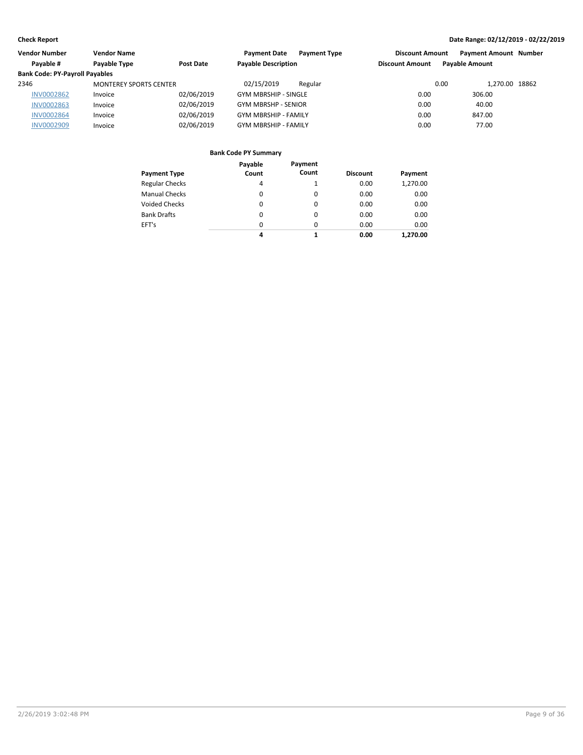**Check Report** — Date Range: 02/12/2019 - 02/22/2019

| Vendor Number | Vendor Name | | Payment Date | Payment Type | Discount Amount | Payment Amount | Number |
|---|---|---|---|---|---|---|---|
| Payable # | Payable Type | Post Date | Payable Description | | Discount Amount | Payable Amount | |
| **Bank Code: PY-Payroll Payables** | | | | | | | |
| 2346 | MONTEREY SPORTS CENTER | | 02/15/2019 | Regular | 0.00 | 1,270.00 | 18862 |
| INV0002862 | Invoice | 02/06/2019 | GYM MBRSHIP - SINGLE | | 0.00 | 306.00 | |
| INV0002863 | Invoice | 02/06/2019 | GYM MBRSHP - SENIOR | | 0.00 | 40.00 | |
| INV0002864 | Invoice | 02/06/2019 | GYM MBRSHIP - FAMILY | | 0.00 | 847.00 | |
| INV0002909 | Invoice | 02/06/2019 | GYM MBRSHIP - FAMILY | | 0.00 | 77.00 | |

**Bank Code PY Summary**

| Payment Type | Payable Count | Payment Count | Discount | Payment |
|---|---|---|---|---|
| Regular Checks | 4 | 1 | 0.00 | 1,270.00 |
| Manual Checks | 0 | 0 | 0.00 | 0.00 |
| Voided Checks | 0 | 0 | 0.00 | 0.00 |
| Bank Drafts | 0 | 0 | 0.00 | 0.00 |
| EFT's | 0 | 0 | 0.00 | 0.00 |
| | **4** | **1** | **0.00** | **1,270.00** |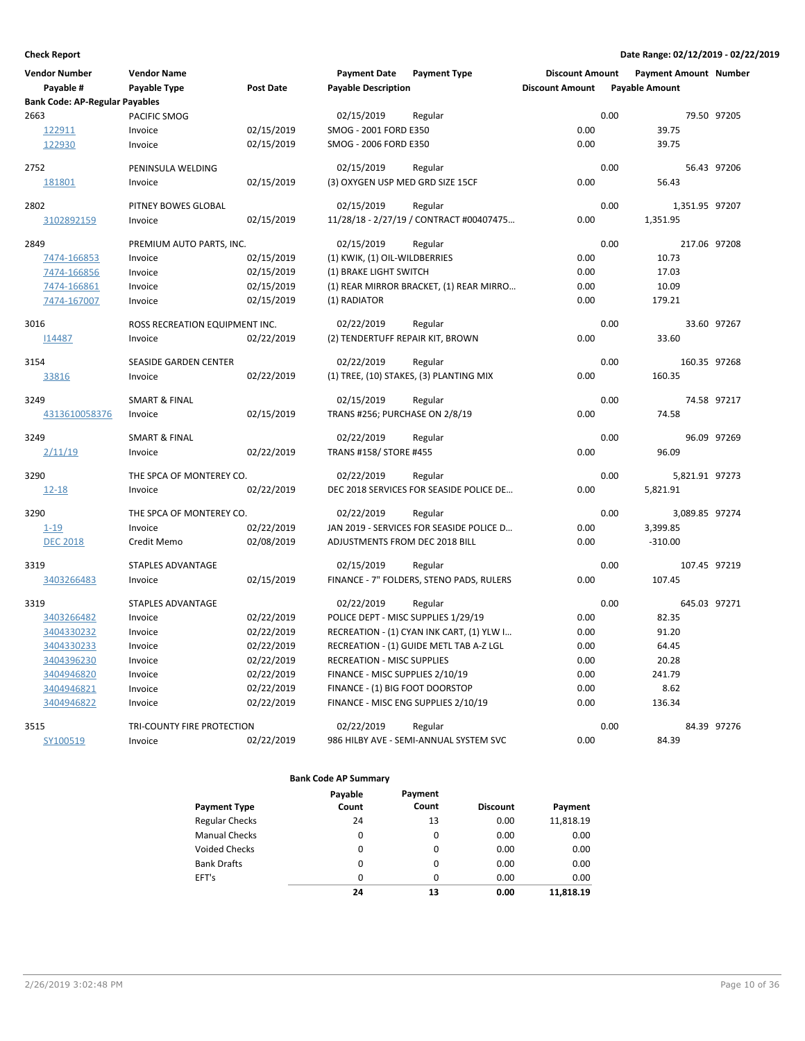**Check Report**

**Date Range: 02/12/2019 - 02/22/2019**

| Vendor Number / Payable # | Vendor Name / Payable Type | Post Date | Payment Date / Payable Description | Payment Type | Discount Amount | Payment Amount | Number |
|---|---|---|---|---|---|---|---|
| **Bank Code: AP-Regular Payables** | | | | | | | |
| 2663 | PACIFIC SMOG | | 02/15/2019 | Regular | 0.00 | 79.50 | 97205 |
| 122911 | Invoice | 02/15/2019 | SMOG - 2001 FORD E350 | | 0.00 | 39.75 | |
| 122930 | Invoice | 02/15/2019 | SMOG - 2006 FORD E350 | | 0.00 | 39.75 | |
| 2752 | PENINSULA WELDING | | 02/15/2019 | Regular | 0.00 | 56.43 | 97206 |
| 181801 | Invoice | 02/15/2019 | (3) OXYGEN USP MED GRD SIZE 15CF | | 0.00 | 56.43 | |
| 2802 | PITNEY BOWES GLOBAL | | 02/15/2019 | Regular | 0.00 | 1,351.95 | 97207 |
| 3102892159 | Invoice | 02/15/2019 | 11/28/18 - 2/27/19 / CONTRACT #00407475... | | 0.00 | 1,351.95 | |
| 2849 | PREMIUM AUTO PARTS, INC. | | 02/15/2019 | Regular | 0.00 | 217.06 | 97208 |
| 7474-166853 | Invoice | 02/15/2019 | (1) KWIK, (1) OIL-WILDBERRIES | | 0.00 | 10.73 | |
| 7474-166856 | Invoice | 02/15/2019 | (1) BRAKE LIGHT SWITCH | | 0.00 | 17.03 | |
| 7474-166861 | Invoice | 02/15/2019 | (1) REAR MIRROR BRACKET, (1) REAR MIRRO... | | 0.00 | 10.09 | |
| 7474-167007 | Invoice | 02/15/2019 | (1) RADIATOR | | 0.00 | 179.21 | |
| 3016 | ROSS RECREATION EQUIPMENT INC. | | 02/22/2019 | Regular | 0.00 | 33.60 | 97267 |
| I14487 | Invoice | 02/22/2019 | (2) TENDERTUFF REPAIR KIT, BROWN | | 0.00 | 33.60 | |
| 3154 | SEASIDE GARDEN CENTER | | 02/22/2019 | Regular | 0.00 | 160.35 | 97268 |
| 33816 | Invoice | 02/22/2019 | (1) TREE, (10) STAKES, (3) PLANTING MIX | | 0.00 | 160.35 | |
| 3249 | SMART & FINAL | | 02/15/2019 | Regular | 0.00 | 74.58 | 97217 |
| 4313610058376 | Invoice | 02/15/2019 | TRANS #256; PURCHASE ON 2/8/19 | | 0.00 | 74.58 | |
| 3249 | SMART & FINAL | | 02/22/2019 | Regular | 0.00 | 96.09 | 97269 |
| 2/11/19 | Invoice | 02/22/2019 | TRANS #158/ STORE #455 | | 0.00 | 96.09 | |
| 3290 | THE SPCA OF MONTEREY CO. | | 02/22/2019 | Regular | 0.00 | 5,821.91 | 97273 |
| 12-18 | Invoice | 02/22/2019 | DEC 2018 SERVICES FOR SEASIDE POLICE DE... | | 0.00 | 5,821.91 | |
| 3290 | THE SPCA OF MONTEREY CO. | | 02/22/2019 | Regular | 0.00 | 3,089.85 | 97274 |
| 1-19 | Invoice | 02/22/2019 | JAN 2019 - SERVICES FOR SEASIDE POLICE D... | | 0.00 | 3,399.85 | |
| DEC 2018 | Credit Memo | 02/08/2019 | ADJUSTMENTS FROM DEC 2018 BILL | | 0.00 | -310.00 | |
| 3319 | STAPLES ADVANTAGE | | 02/15/2019 | Regular | 0.00 | 107.45 | 97219 |
| 3403266483 | Invoice | 02/15/2019 | FINANCE - 7" FOLDERS, STENO PADS, RULERS | | 0.00 | 107.45 | |
| 3319 | STAPLES ADVANTAGE | | 02/22/2019 | Regular | 0.00 | 645.03 | 97271 |
| 3403266482 | Invoice | 02/22/2019 | POLICE DEPT - MISC SUPPLIES 1/29/19 | | 0.00 | 82.35 | |
| 3404330232 | Invoice | 02/22/2019 | RECREATION - (1) CYAN INK CART, (1) YLW I... | | 0.00 | 91.20 | |
| 3404330233 | Invoice | 02/22/2019 | RECREATION - (1) GUIDE METL TAB A-Z LGL | | 0.00 | 64.45 | |
| 3404396230 | Invoice | 02/22/2019 | RECREATION - MISC SUPPLIES | | 0.00 | 20.28 | |
| 3404946820 | Invoice | 02/22/2019 | FINANCE - MISC SUPPLIES 2/10/19 | | 0.00 | 241.79 | |
| 3404946821 | Invoice | 02/22/2019 | FINANCE - (1) BIG FOOT DOORSTOP | | 0.00 | 8.62 | |
| 3404946822 | Invoice | 02/22/2019 | FINANCE - MISC ENG SUPPLIES 2/10/19 | | 0.00 | 136.34 | |
| 3515 | TRI-COUNTY FIRE PROTECTION | | 02/22/2019 | Regular | 0.00 | 84.39 | 97276 |
| SY100519 | Invoice | 02/22/2019 | 986 HILBY AVE - SEMI-ANNUAL SYSTEM SVC | | 0.00 | 84.39 | |

**Bank Code AP Summary**

| Payment Type | Payable Count | Payment Count | Discount | Payment |
|---|---|---|---|---|
| Regular Checks | 24 | 13 | 0.00 | 11,818.19 |
| Manual Checks | 0 | 0 | 0.00 | 0.00 |
| Voided Checks | 0 | 0 | 0.00 | 0.00 |
| Bank Drafts | 0 | 0 | 0.00 | 0.00 |
| EFT's | 0 | 0 | 0.00 | 0.00 |
| | **24** | **13** | **0.00** | **11,818.19** |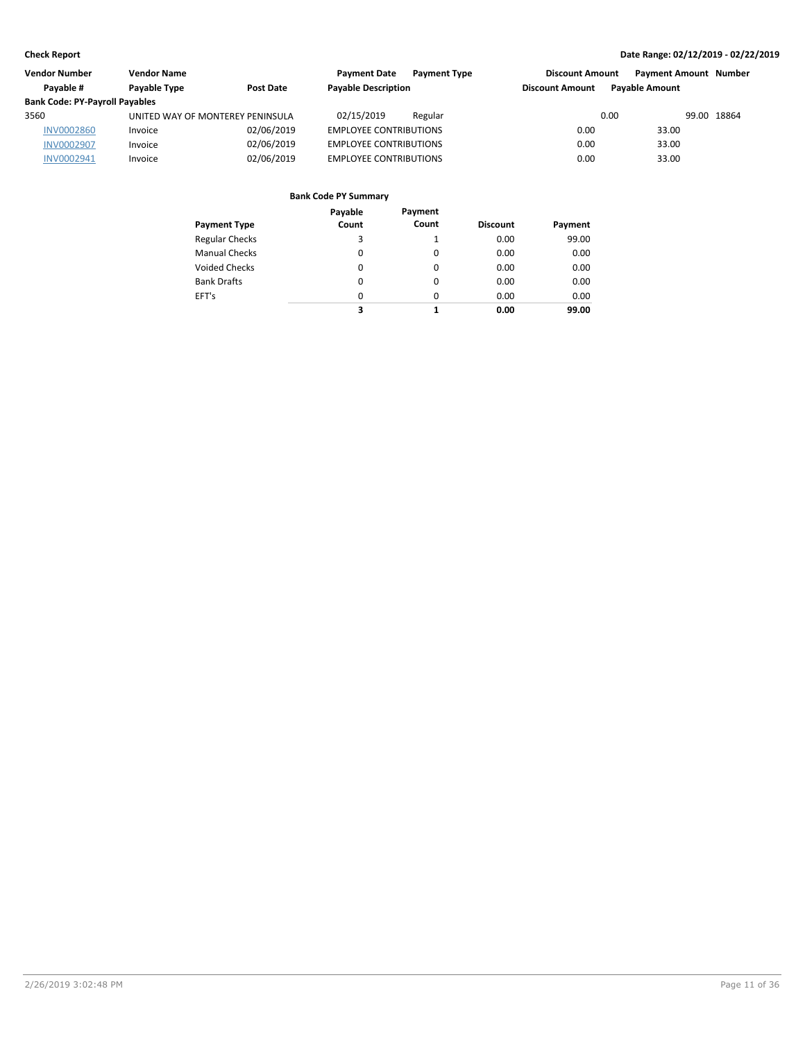| Vendor Number | Vendor Name | | Payment Date | Payment Type | Discount Amount | Payment Amount | Number |
|---|---|---|---|---|---|---|---|
| Payable # | Payable Type | Post Date | Payable Description | | Discount Amount | Payable Amount | |
| **Bank Code: PY-Payroll Payables** | | | | | | | |
| 3560 | UNITED WAY OF MONTEREY PENINSULA | | 02/15/2019 | Regular | 0.00 | 99.00 | 18864 |
| INV0002860 | Invoice | 02/06/2019 | EMPLOYEE CONTRIBUTIONS | | 0.00 | 33.00 | |
| INV0002907 | Invoice | 02/06/2019 | EMPLOYEE CONTRIBUTIONS | | 0.00 | 33.00 | |
| INV0002941 | Invoice | 02/06/2019 | EMPLOYEE CONTRIBUTIONS | | 0.00 | 33.00 | |

**Bank Code PY Summary**

| Payment Type | Payable Count | Payment Count | Discount | Payment |
|---|---|---|---|---|
| Regular Checks | 3 | 1 | 0.00 | 99.00 |
| Manual Checks | 0 | 0 | 0.00 | 0.00 |
| Voided Checks | 0 | 0 | 0.00 | 0.00 |
| Bank Drafts | 0 | 0 | 0.00 | 0.00 |
| EFT's | 0 | 0 | 0.00 | 0.00 |
| | **3** | **1** | **0.00** | **99.00** |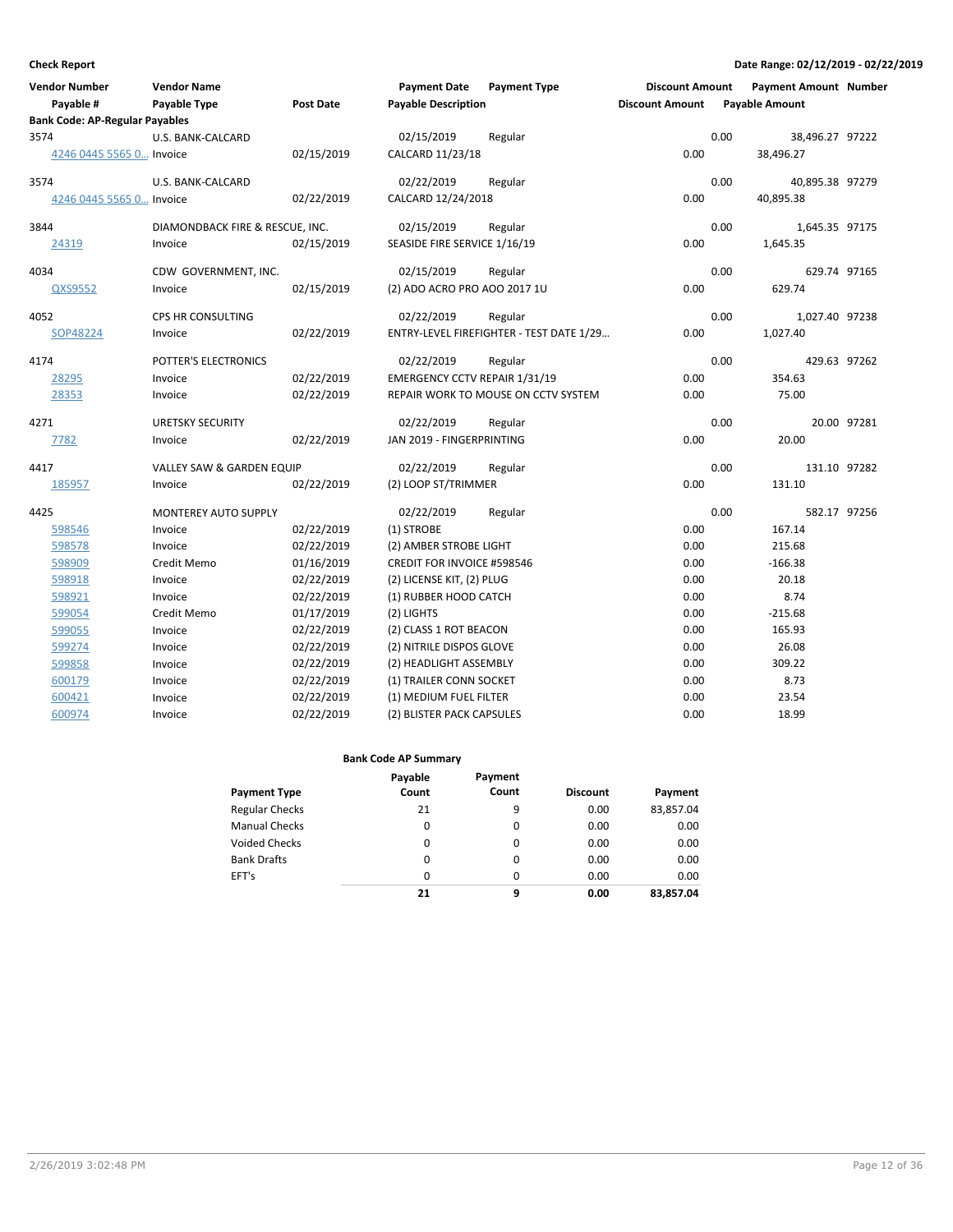**Check Report**

**Date Range: 02/12/2019 - 02/22/2019**

| Vendor Number | Vendor Name | | Payment Date | Payment Type | Discount Amount | Payment Amount | Number |
|---|---|---|---|---|---|---|---|
| Payable # | Payable Type | Post Date | Payable Description | | Discount Amount | Payable Amount | |
| **Bank Code: AP-Regular Payables** | | | | | | | |
| 3574 | U.S. BANK-CALCARD | | 02/15/2019 | Regular | 0.00 | 38,496.27 | 97222 |
| 4246 0445 5565 0... | Invoice | 02/15/2019 | CALCARD 11/23/18 | | 0.00 | 38,496.27 | |
| 3574 | U.S. BANK-CALCARD | | 02/22/2019 | Regular | 0.00 | 40,895.38 | 97279 |
| 4246 0445 5565 0... | Invoice | 02/22/2019 | CALCARD 12/24/2018 | | 0.00 | 40,895.38 | |
| 3844 | DIAMONDBACK FIRE & RESCUE, INC. | | 02/15/2019 | Regular | 0.00 | 1,645.35 | 97175 |
| 24319 | Invoice | 02/15/2019 | SEASIDE FIRE SERVICE 1/16/19 | | 0.00 | 1,645.35 | |
| 4034 | CDW GOVERNMENT, INC. | | 02/15/2019 | Regular | 0.00 | 629.74 | 97165 |
| QXS9552 | Invoice | 02/15/2019 | (2) ADO ACRO PRO AOO 2017 1U | | 0.00 | 629.74 | |
| 4052 | CPS HR CONSULTING | | 02/22/2019 | Regular | 0.00 | 1,027.40 | 97238 |
| SOP48224 | Invoice | 02/22/2019 | ENTRY-LEVEL FIREFIGHTER - TEST DATE 1/29... | | 0.00 | 1,027.40 | |
| 4174 | POTTER'S ELECTRONICS | | 02/22/2019 | Regular | 0.00 | 429.63 | 97262 |
| 28295 | Invoice | 02/22/2019 | EMERGENCY CCTV REPAIR 1/31/19 | | 0.00 | 354.63 | |
| 28353 | Invoice | 02/22/2019 | REPAIR WORK TO MOUSE ON CCTV SYSTEM | | 0.00 | 75.00 | |
| 4271 | URETSKY SECURITY | | 02/22/2019 | Regular | 0.00 | 20.00 | 97281 |
| 7782 | Invoice | 02/22/2019 | JAN 2019 - FINGERPRINTING | | 0.00 | 20.00 | |
| 4417 | VALLEY SAW & GARDEN EQUIP | | 02/22/2019 | Regular | 0.00 | 131.10 | 97282 |
| 185957 | Invoice | 02/22/2019 | (2) LOOP ST/TRIMMER | | 0.00 | 131.10 | |
| 4425 | MONTEREY AUTO SUPPLY | | 02/22/2019 | Regular | 0.00 | 582.17 | 97256 |
| 598546 | Invoice | 02/22/2019 | (1) STROBE | | 0.00 | 167.14 | |
| 598578 | Invoice | 02/22/2019 | (2) AMBER STROBE LIGHT | | 0.00 | 215.68 | |
| 598909 | Credit Memo | 01/16/2019 | CREDIT FOR INVOICE #598546 | | 0.00 | -166.38 | |
| 598918 | Invoice | 02/22/2019 | (2) LICENSE KIT, (2) PLUG | | 0.00 | 20.18 | |
| 598921 | Invoice | 02/22/2019 | (1) RUBBER HOOD CATCH | | 0.00 | 8.74 | |
| 599054 | Credit Memo | 01/17/2019 | (2) LIGHTS | | 0.00 | -215.68 | |
| 599055 | Invoice | 02/22/2019 | (2) CLASS 1 ROT BEACON | | 0.00 | 165.93 | |
| 599274 | Invoice | 02/22/2019 | (2) NITRILE DISPOS GLOVE | | 0.00 | 26.08 | |
| 599858 | Invoice | 02/22/2019 | (2) HEADLIGHT ASSEMBLY | | 0.00 | 309.22 | |
| 600179 | Invoice | 02/22/2019 | (1) TRAILER CONN SOCKET | | 0.00 | 8.73 | |
| 600421 | Invoice | 02/22/2019 | (1) MEDIUM FUEL FILTER | | 0.00 | 23.54 | |
| 600974 | Invoice | 02/22/2019 | (2) BLISTER PACK CAPSULES | | 0.00 | 18.99 | |

**Bank Code AP Summary**

| Payment Type | Payable Count | Payment Count | Discount | Payment |
|---|---|---|---|---|
| Regular Checks | 21 | 9 | 0.00 | 83,857.04 |
| Manual Checks | 0 | 0 | 0.00 | 0.00 |
| Voided Checks | 0 | 0 | 0.00 | 0.00 |
| Bank Drafts | 0 | 0 | 0.00 | 0.00 |
| EFT's | 0 | 0 | 0.00 | 0.00 |
| | **21** | **9** | **0.00** | **83,857.04** |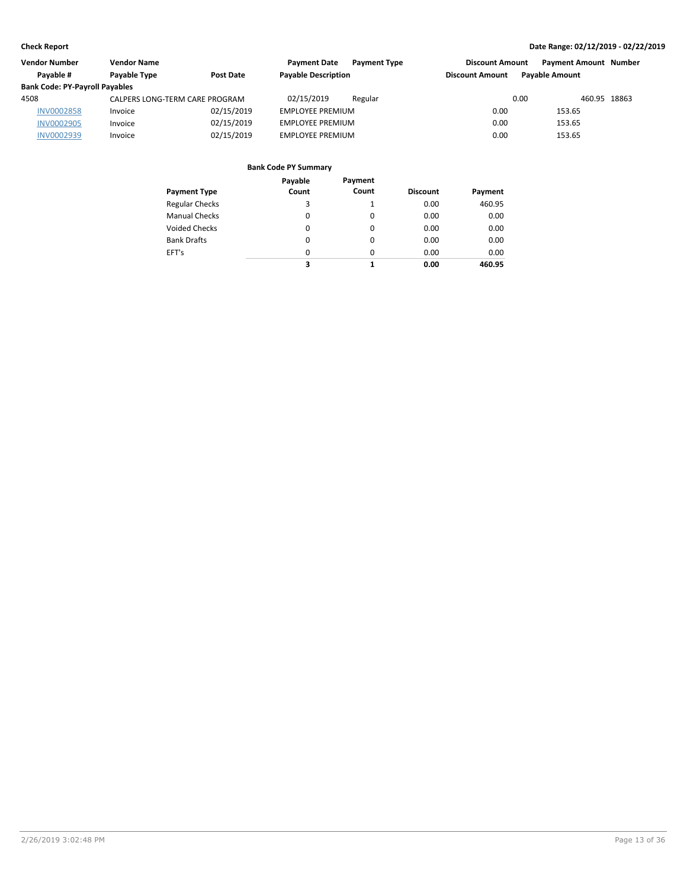**Check Report** **Date Range: 02/12/2019 - 02/22/2019**

| Vendor Number | Vendor Name | | Payment Date | Payment Type | Discount Amount | Payment Amount | Number |
|---|---|---|---|---|---|---|---|
| Payable # | Payable Type | Post Date | Payable Description | | Discount Amount | Payable Amount | |
| **Bank Code: PY-Payroll Payables** | | | | | | | |
| 4508 | CALPERS LONG-TERM CARE PROGRAM | | 02/15/2019 | Regular | 0.00 | 460.95 | 18863 |
| INV0002858 | Invoice | 02/15/2019 | EMPLOYEE PREMIUM | | 0.00 | 153.65 | |
| INV0002905 | Invoice | 02/15/2019 | EMPLOYEE PREMIUM | | 0.00 | 153.65 | |
| INV0002939 | Invoice | 02/15/2019 | EMPLOYEE PREMIUM | | 0.00 | 153.65 | |

**Bank Code PY Summary**

| Payment Type | Payable Count | Payment Count | Discount | Payment |
|---|---|---|---|---|
| Regular Checks | 3 | 1 | 0.00 | 460.95 |
| Manual Checks | 0 | 0 | 0.00 | 0.00 |
| Voided Checks | 0 | 0 | 0.00 | 0.00 |
| Bank Drafts | 0 | 0 | 0.00 | 0.00 |
| EFT's | 0 | 0 | 0.00 | 0.00 |
| | **3** | **1** | **0.00** | **460.95** |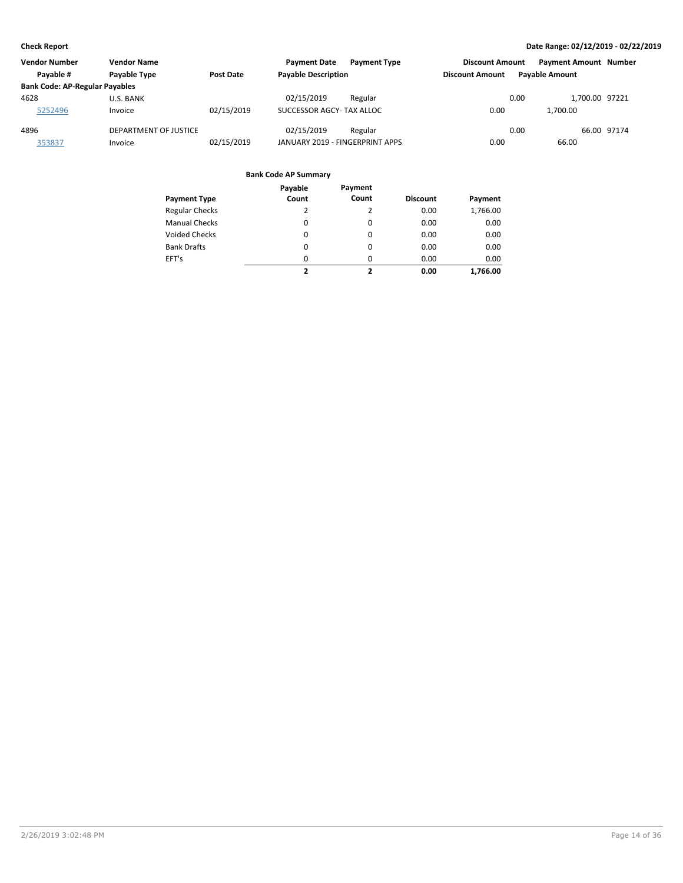**Check Report**

**Date Range: 02/12/2019 - 02/22/2019**

| Vendor Number | Vendor Name | | Payment Date | Payment Type | Discount Amount | Payment Amount | Number |
|---|---|---|---|---|---|---|---|
| Payable # | Payable Type | Post Date | Payable Description | | Discount Amount | Payable Amount | |
| **Bank Code: AP-Regular Payables** | | | | | | | |
| 4628 | U.S. BANK | | 02/15/2019 | Regular | 0.00 | 1,700.00 | 97221 |
| 5252496 | Invoice | 02/15/2019 | SUCCESSOR AGCY- TAX ALLOC | | 0.00 | 1,700.00 | |
| 4896 | DEPARTMENT OF JUSTICE | | 02/15/2019 | Regular | 0.00 | 66.00 | 97174 |
| 353837 | Invoice | 02/15/2019 | JANUARY 2019 - FINGERPRINT APPS | | 0.00 | 66.00 | |

**Bank Code AP Summary**

| Payment Type | Payable Count | Payment Count | Discount | Payment |
|---|---|---|---|---|
| Regular Checks | 2 | 2 | 0.00 | 1,766.00 |
| Manual Checks | 0 | 0 | 0.00 | 0.00 |
| Voided Checks | 0 | 0 | 0.00 | 0.00 |
| Bank Drafts | 0 | 0 | 0.00 | 0.00 |
| EFT's | 0 | 0 | 0.00 | 0.00 |
| | **2** | **2** | **0.00** | **1,766.00** |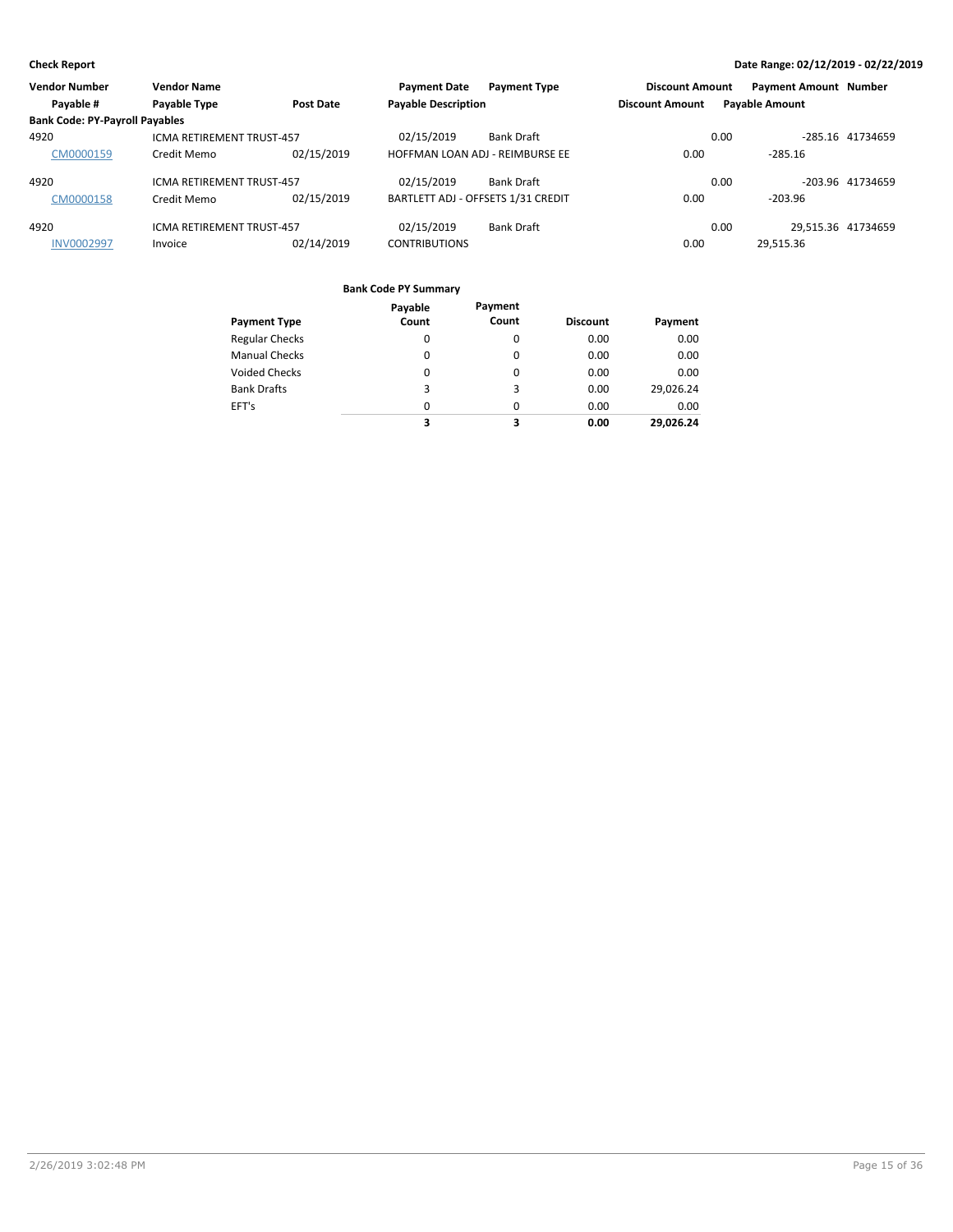**Check Report**

**Date Range: 02/12/2019 - 02/22/2019**

| Vendor Number | Vendor Name | | Payment Date | Payment Type | Discount Amount | Payment Amount | Number |
|---|---|---|---|---|---|---|---|
| Payable # | Payable Type | Post Date | Payable Description | | Discount Amount | Payable Amount | |
| **Bank Code: PY-Payroll Payables** | | | | | | | |
| 4920 | ICMA RETIREMENT TRUST-457 | | 02/15/2019 | Bank Draft | 0.00 | -285.16 | 41734659 |
| CM0000159 | Credit Memo | 02/15/2019 | HOFFMAN LOAN ADJ - REIMBURSE EE | | 0.00 | -285.16 | |
| 4920 | ICMA RETIREMENT TRUST-457 | | 02/15/2019 | Bank Draft | 0.00 | -203.96 | 41734659 |
| CM0000158 | Credit Memo | 02/15/2019 | BARTLETT ADJ - OFFSETS 1/31 CREDIT | | 0.00 | -203.96 | |
| 4920 | ICMA RETIREMENT TRUST-457 | | 02/15/2019 | Bank Draft | 0.00 | 29,515.36 | 41734659 |
| INV0002997 | Invoice | 02/14/2019 | CONTRIBUTIONS | | 0.00 | 29,515.36 | |

**Bank Code PY Summary**

| Payment Type | Payable Count | Payment Count | Discount | Payment |
|---|---|---|---|---|
| Regular Checks | 0 | 0 | 0.00 | 0.00 |
| Manual Checks | 0 | 0 | 0.00 | 0.00 |
| Voided Checks | 0 | 0 | 0.00 | 0.00 |
| Bank Drafts | 3 | 3 | 0.00 | 29,026.24 |
| EFT's | 0 | 0 | 0.00 | 0.00 |
| | **3** | **3** | **0.00** | **29,026.24** |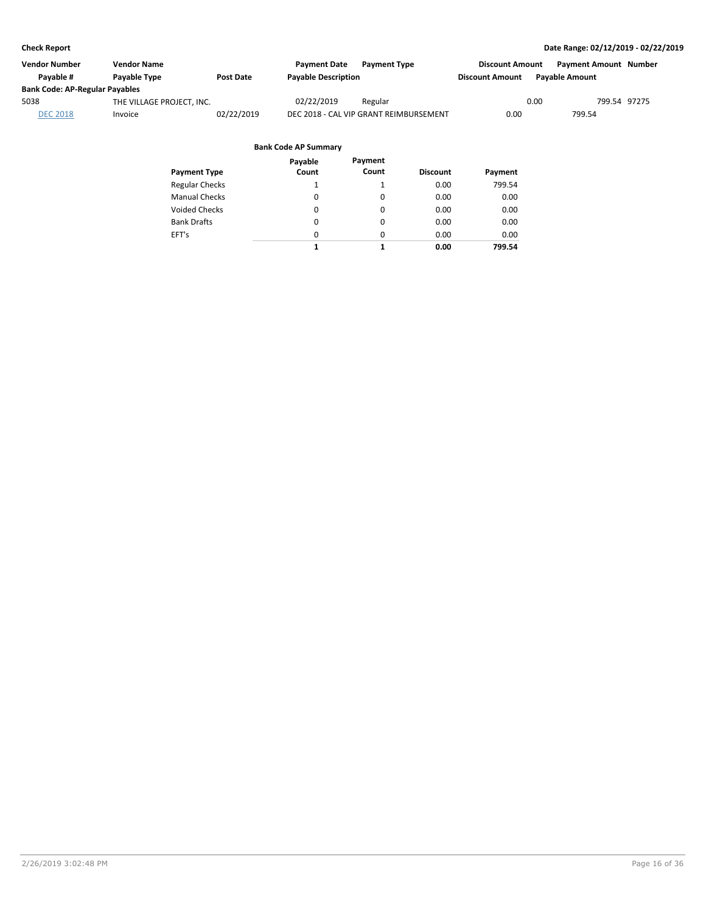**Check Report** **Date Range: 02/12/2019 - 02/22/2019**

| Vendor Number | Vendor Name | | Payment Date | Payment Type | Discount Amount | Payment Amount | Number |
|---|---|---|---|---|---|---|---|
| Payable # | Payable Type | Post Date | Payable Description | | Discount Amount | Payable Amount | |
| **Bank Code: AP-Regular Payables** | | | | | | | |
| 5038 | THE VILLAGE PROJECT, INC. | | 02/22/2019 | Regular | 0.00 | 799.54 | 97275 |
| DEC 2018 | Invoice | 02/22/2019 | DEC 2018 - CAL VIP GRANT REIMBURSEMENT | | 0.00 | 799.54 | |

**Bank Code AP Summary**

| Payment Type | Payable Count | Payment Count | Discount | Payment |
|---|---|---|---|---|
| Regular Checks | 1 | 1 | 0.00 | 799.54 |
| Manual Checks | 0 | 0 | 0.00 | 0.00 |
| Voided Checks | 0 | 0 | 0.00 | 0.00 |
| Bank Drafts | 0 | 0 | 0.00 | 0.00 |
| EFT's | 0 | 0 | 0.00 | 0.00 |
| | **1** | **1** | **0.00** | **799.54** |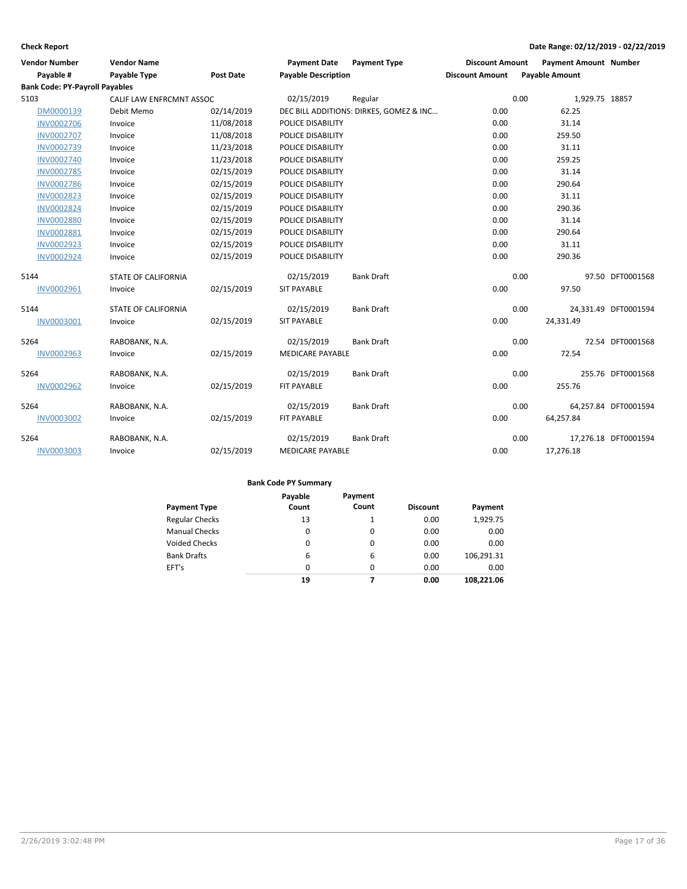**Check Report**

**Date Range: 02/12/2019 - 02/22/2019**

| Vendor Number | Vendor Name | | Payment Date | Payment Type | Discount Amount | Payment Amount | Number |
|---|---|---|---|---|---|---|---|
| Payable # | Payable Type | Post Date | Payable Description | | Discount Amount | Payable Amount | |
| **Bank Code: PY-Payroll Payables** | | | | | | | |
| 5103 | CALIF LAW ENFRCMNT ASSOC | | 02/15/2019 | Regular | 0.00 | 1,929.75 | 18857 |
| DM0000139 | Debit Memo | 02/14/2019 | DEC BILL ADDITIONS: DIRKES, GOMEZ & INC... | | 0.00 | 62.25 | |
| INV0002706 | Invoice | 11/08/2018 | POLICE DISABILITY | | 0.00 | 31.14 | |
| INV0002707 | Invoice | 11/08/2018 | POLICE DISABILITY | | 0.00 | 259.50 | |
| INV0002739 | Invoice | 11/23/2018 | POLICE DISABILITY | | 0.00 | 31.11 | |
| INV0002740 | Invoice | 11/23/2018 | POLICE DISABILITY | | 0.00 | 259.25 | |
| INV0002785 | Invoice | 02/15/2019 | POLICE DISABILITY | | 0.00 | 31.14 | |
| INV0002786 | Invoice | 02/15/2019 | POLICE DISABILITY | | 0.00 | 290.64 | |
| INV0002823 | Invoice | 02/15/2019 | POLICE DISABILITY | | 0.00 | 31.11 | |
| INV0002824 | Invoice | 02/15/2019 | POLICE DISABILITY | | 0.00 | 290.36 | |
| INV0002880 | Invoice | 02/15/2019 | POLICE DISABILITY | | 0.00 | 31.14 | |
| INV0002881 | Invoice | 02/15/2019 | POLICE DISABILITY | | 0.00 | 290.64 | |
| INV0002923 | Invoice | 02/15/2019 | POLICE DISABILITY | | 0.00 | 31.11 | |
| INV0002924 | Invoice | 02/15/2019 | POLICE DISABILITY | | 0.00 | 290.36 | |
| 5144 | STATE OF CALIFORNIA | | 02/15/2019 | Bank Draft | 0.00 | 97.50 | DFT0001568 |
| INV0002961 | Invoice | 02/15/2019 | SIT PAYABLE | | 0.00 | 97.50 | |
| 5144 | STATE OF CALIFORNIA | | 02/15/2019 | Bank Draft | 0.00 | 24,331.49 | DFT0001594 |
| INV0003001 | Invoice | 02/15/2019 | SIT PAYABLE | | 0.00 | 24,331.49 | |
| 5264 | RABOBANK, N.A. | | 02/15/2019 | Bank Draft | 0.00 | 72.54 | DFT0001568 |
| INV0002963 | Invoice | 02/15/2019 | MEDICARE PAYABLE | | 0.00 | 72.54 | |
| 5264 | RABOBANK, N.A. | | 02/15/2019 | Bank Draft | 0.00 | 255.76 | DFT0001568 |
| INV0002962 | Invoice | 02/15/2019 | FIT PAYABLE | | 0.00 | 255.76 | |
| 5264 | RABOBANK, N.A. | | 02/15/2019 | Bank Draft | 0.00 | 64,257.84 | DFT0001594 |
| INV0003002 | Invoice | 02/15/2019 | FIT PAYABLE | | 0.00 | 64,257.84 | |
| 5264 | RABOBANK, N.A. | | 02/15/2019 | Bank Draft | 0.00 | 17,276.18 | DFT0001594 |
| INV0003003 | Invoice | 02/15/2019 | MEDICARE PAYABLE | | 0.00 | 17,276.18 | |

**Bank Code PY Summary**

| Payment Type | Payable Count | Payment Count | Discount | Payment |
|---|---|---|---|---|
| Regular Checks | 13 | 1 | 0.00 | 1,929.75 |
| Manual Checks | 0 | 0 | 0.00 | 0.00 |
| Voided Checks | 0 | 0 | 0.00 | 0.00 |
| Bank Drafts | 6 | 6 | 0.00 | 106,291.31 |
| EFT's | 0 | 0 | 0.00 | 0.00 |
| | **19** | **7** | **0.00** | **108,221.06** |

2/26/2019 3:02:48 PM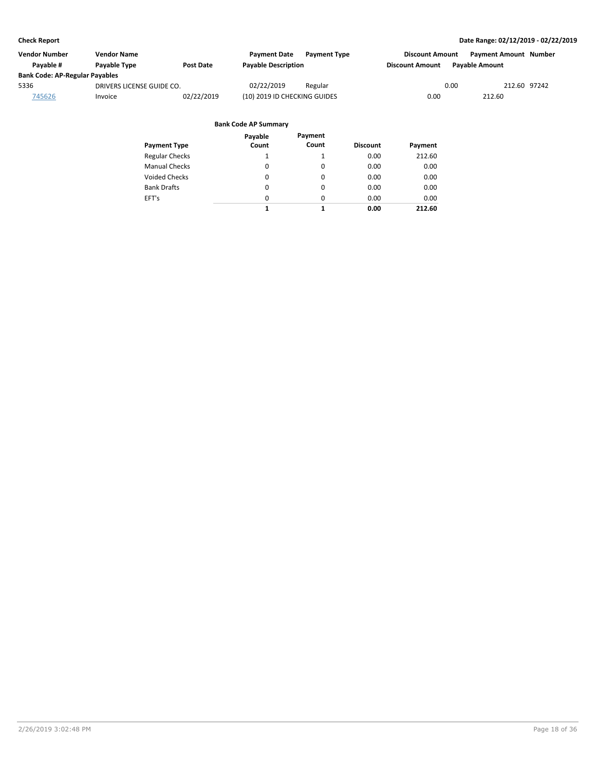**Check Report** — Date Range: 02/12/2019 - 02/22/2019

| Vendor Number | Vendor Name | | Payment Date | Payment Type | Discount Amount | Payment Amount | Number |
|---|---|---|---|---|---|---|---|
| Payable # | Payable Type | Post Date | Payable Description | | Discount Amount | Payable Amount | |
| **Bank Code: AP-Regular Payables** | | | | | | | |
| 5336 | DRIVERS LICENSE GUIDE CO. | | 02/22/2019 | Regular | 0.00 | 212.60 | 97242 |
| 745626 | Invoice | 02/22/2019 | (10) 2019 ID CHECKING GUIDES | | 0.00 | 212.60 | |

**Bank Code AP Summary**

| Payment Type | Payable Count | Payment Count | Discount | Payment |
|---|---|---|---|---|
| Regular Checks | 1 | 1 | 0.00 | 212.60 |
| Manual Checks | 0 | 0 | 0.00 | 0.00 |
| Voided Checks | 0 | 0 | 0.00 | 0.00 |
| Bank Drafts | 0 | 0 | 0.00 | 0.00 |
| EFT's | 0 | 0 | 0.00 | 0.00 |
| | **1** | **1** | **0.00** | **212.60** |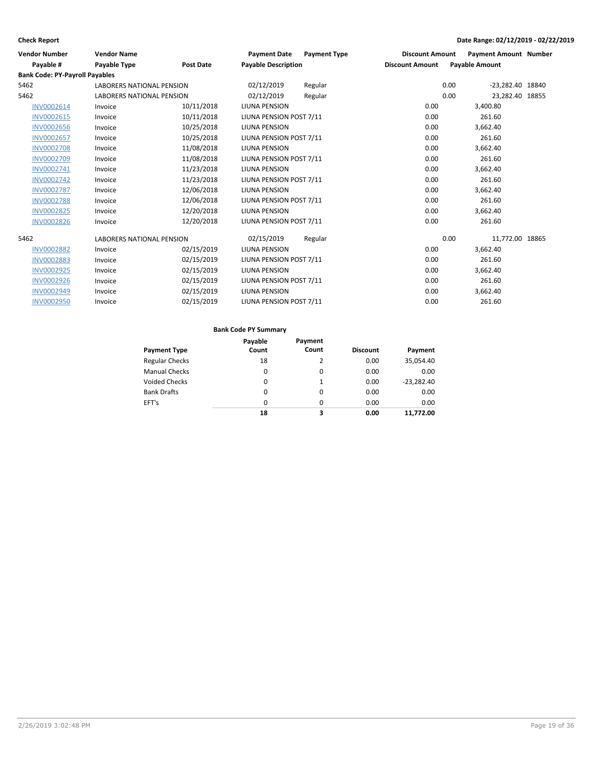**Check Report**

**Date Range: 02/12/2019 - 02/22/2019**

| Vendor Number | Vendor Name | | Payment Date | Payment Type | Discount Amount | Payment Amount | Number |
|---|---|---|---|---|---|---|---|
| Payable # | Payable Type | Post Date | Payable Description | | Discount Amount | Payable Amount | |
| **Bank Code: PY-Payroll Payables** | | | | | | | |
| 5462 | LABORERS NATIONAL PENSION | | 02/12/2019 | Regular | 0.00 | -23,282.40 | 18840 |
| 5462 | LABORERS NATIONAL PENSION | | 02/12/2019 | Regular | 0.00 | 23,282.40 | 18855 |
| INV0002614 | Invoice | 10/11/2018 | LIUNA PENSION | | 0.00 | 3,400.80 | |
| INV0002615 | Invoice | 10/11/2018 | LIUNA PENSION POST 7/11 | | 0.00 | 261.60 | |
| INV0002656 | Invoice | 10/25/2018 | LIUNA PENSION | | 0.00 | 3,662.40 | |
| INV0002657 | Invoice | 10/25/2018 | LIUNA PENSION POST 7/11 | | 0.00 | 261.60 | |
| INV0002708 | Invoice | 11/08/2018 | LIUNA PENSION | | 0.00 | 3,662.40 | |
| INV0002709 | Invoice | 11/08/2018 | LIUNA PENSION POST 7/11 | | 0.00 | 261.60 | |
| INV0002741 | Invoice | 11/23/2018 | LIUNA PENSION | | 0.00 | 3,662.40 | |
| INV0002742 | Invoice | 11/23/2018 | LIUNA PENSION POST 7/11 | | 0.00 | 261.60 | |
| INV0002787 | Invoice | 12/06/2018 | LIUNA PENSION | | 0.00 | 3,662.40 | |
| INV0002788 | Invoice | 12/06/2018 | LIUNA PENSION POST 7/11 | | 0.00 | 261.60 | |
| INV0002825 | Invoice | 12/20/2018 | LIUNA PENSION | | 0.00 | 3,662.40 | |
| INV0002826 | Invoice | 12/20/2018 | LIUNA PENSION POST 7/11 | | 0.00 | 261.60 | |
| 5462 | LABORERS NATIONAL PENSION | | 02/15/2019 | Regular | 0.00 | 11,772.00 | 18865 |
| INV0002882 | Invoice | 02/15/2019 | LIUNA PENSION | | 0.00 | 3,662.40 | |
| INV0002883 | Invoice | 02/15/2019 | LIUNA PENSION POST 7/11 | | 0.00 | 261.60 | |
| INV0002925 | Invoice | 02/15/2019 | LIUNA PENSION | | 0.00 | 3,662.40 | |
| INV0002926 | Invoice | 02/15/2019 | LIUNA PENSION POST 7/11 | | 0.00 | 261.60 | |
| INV0002949 | Invoice | 02/15/2019 | LIUNA PENSION | | 0.00 | 3,662.40 | |
| INV0002950 | Invoice | 02/15/2019 | LIUNA PENSION POST 7/11 | | 0.00 | 261.60 | |

**Bank Code PY Summary**

| Payment Type | Payable Count | Payment Count | Discount | Payment |
|---|---|---|---|---|
| Regular Checks | 18 | 2 | 0.00 | 35,054.40 |
| Manual Checks | 0 | 0 | 0.00 | 0.00 |
| Voided Checks | 0 | 1 | 0.00 | -23,282.40 |
| Bank Drafts | 0 | 0 | 0.00 | 0.00 |
| EFT's | 0 | 0 | 0.00 | 0.00 |
| | **18** | **3** | **0.00** | **11,772.00** |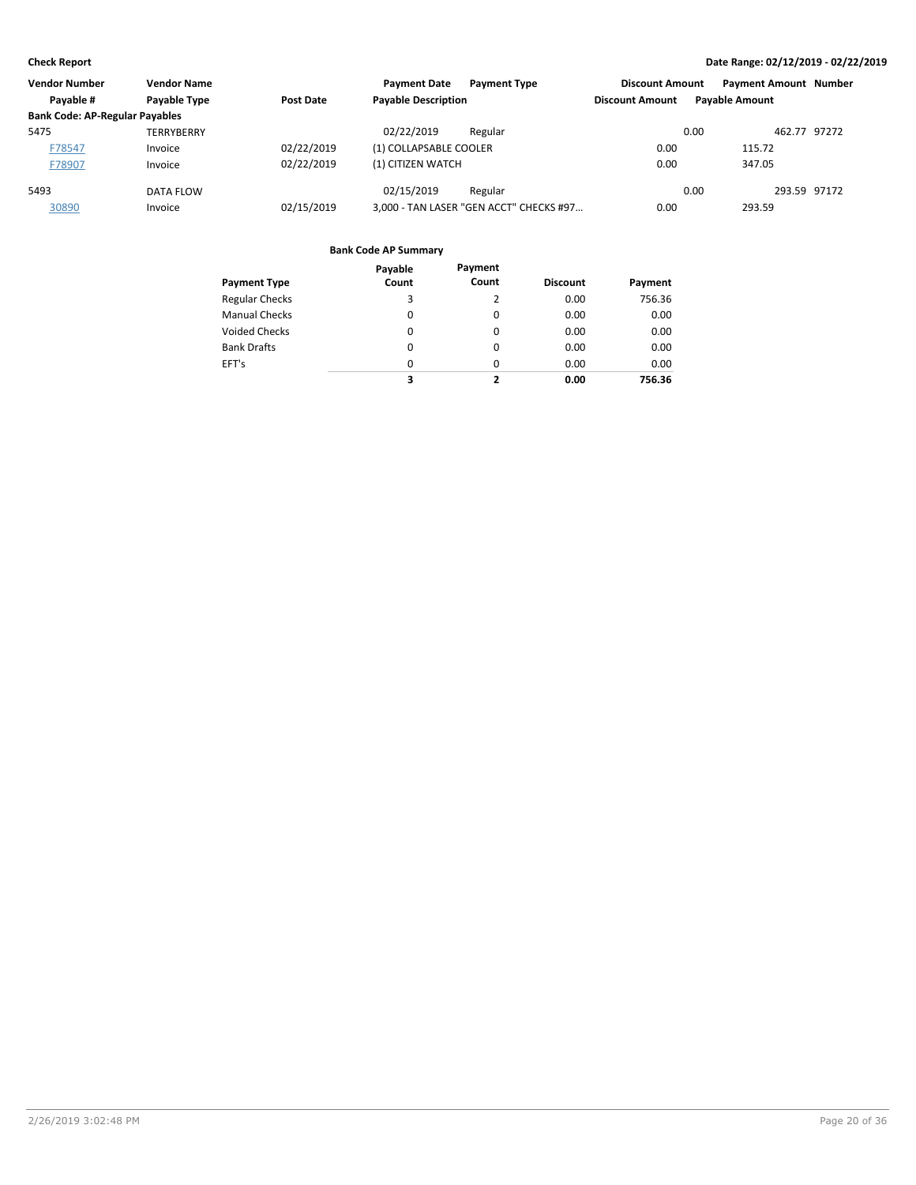**Check Report**

**Date Range: 02/12/2019 - 02/22/2019**

| Vendor Number | Vendor Name | | Payment Date | Payment Type | Discount Amount | Payment Amount | Number |
|---|---|---|---|---|---|---|---|
| Payable # | Payable Type | Post Date | Payable Description | | Discount Amount | Payable Amount | |
| **Bank Code: AP-Regular Payables** | | | | | | | |
| 5475 | TERRYBERRY | | 02/22/2019 | Regular | 0.00 | 462.77 | 97272 |
| F78547 | Invoice | 02/22/2019 | (1) COLLAPSABLE COOLER | | 0.00 | 115.72 | |
| F78907 | Invoice | 02/22/2019 | (1) CITIZEN WATCH | | 0.00 | 347.05 | |
| 5493 | DATA FLOW | | 02/15/2019 | Regular | 0.00 | 293.59 | 97172 |
| 30890 | Invoice | 02/15/2019 | 3,000 - TAN LASER "GEN ACCT" CHECKS #97... | | 0.00 | 293.59 | |

**Bank Code AP Summary**

| Payment Type | Payable Count | Payment Count | Discount | Payment |
|---|---|---|---|---|
| Regular Checks | 3 | 2 | 0.00 | 756.36 |
| Manual Checks | 0 | 0 | 0.00 | 0.00 |
| Voided Checks | 0 | 0 | 0.00 | 0.00 |
| Bank Drafts | 0 | 0 | 0.00 | 0.00 |
| EFT's | 0 | 0 | 0.00 | 0.00 |
| | **3** | **2** | **0.00** | **756.36** |

2/26/2019 3:02:48 PM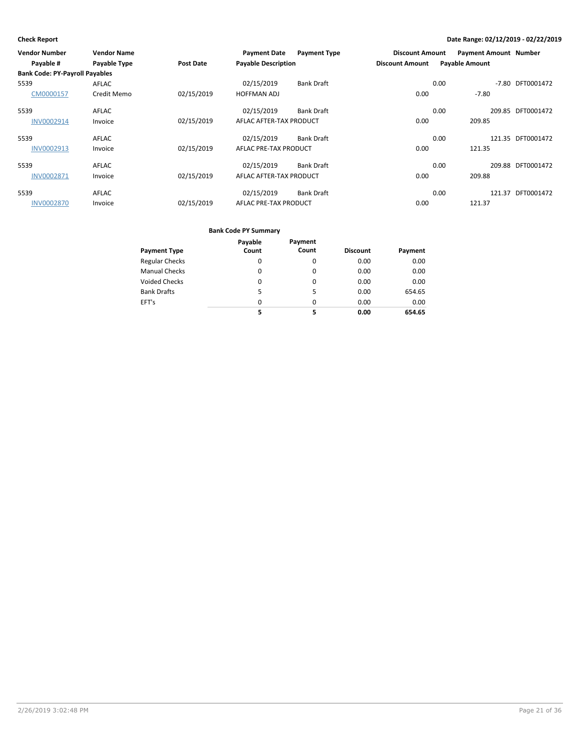**Check Report**

**Date Range: 02/12/2019 - 02/22/2019**

| Vendor Number | Vendor Name | | Payment Date | Payment Type | Discount Amount | Payment Amount | Number |
|---|---|---|---|---|---|---|---|
| Payable # | Payable Type | Post Date | Payable Description | | Discount Amount | Payable Amount | |
| **Bank Code: PY-Payroll Payables** | | | | | | | |
| 5539 | AFLAC | | 02/15/2019 | Bank Draft | 0.00 | -7.80 | DFT0001472 |
| CM0000157 | Credit Memo | 02/15/2019 | HOFFMAN ADJ | | 0.00 | -7.80 | |
| 5539 | AFLAC | | 02/15/2019 | Bank Draft | 0.00 | 209.85 | DFT0001472 |
| INV0002914 | Invoice | 02/15/2019 | AFLAC AFTER-TAX PRODUCT | | 0.00 | 209.85 | |
| 5539 | AFLAC | | 02/15/2019 | Bank Draft | 0.00 | 121.35 | DFT0001472 |
| INV0002913 | Invoice | 02/15/2019 | AFLAC PRE-TAX PRODUCT | | 0.00 | 121.35 | |
| 5539 | AFLAC | | 02/15/2019 | Bank Draft | 0.00 | 209.88 | DFT0001472 |
| INV0002871 | Invoice | 02/15/2019 | AFLAC AFTER-TAX PRODUCT | | 0.00 | 209.88 | |
| 5539 | AFLAC | | 02/15/2019 | Bank Draft | 0.00 | 121.37 | DFT0001472 |
| INV0002870 | Invoice | 02/15/2019 | AFLAC PRE-TAX PRODUCT | | 0.00 | 121.37 | |

**Bank Code PY Summary**

| Payment Type | Payable Count | Payment Count | Discount | Payment |
|---|---|---|---|---|
| Regular Checks | 0 | 0 | 0.00 | 0.00 |
| Manual Checks | 0 | 0 | 0.00 | 0.00 |
| Voided Checks | 0 | 0 | 0.00 | 0.00 |
| Bank Drafts | 5 | 5 | 0.00 | 654.65 |
| EFT's | 0 | 0 | 0.00 | 0.00 |
| | **5** | **5** | **0.00** | **654.65** |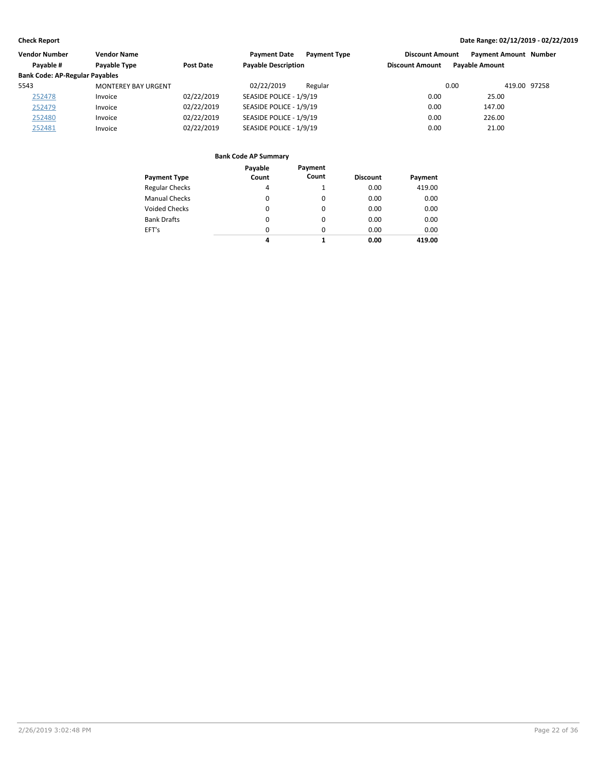**Check Report** **Date Range: 02/12/2019 - 02/22/2019**

| Vendor Number | Vendor Name | | Payment Date | Payment Type | Discount Amount | Payment Amount | Number |
|---|---|---|---|---|---|---|---|
| Payable # | Payable Type | Post Date | Payable Description | | Discount Amount | Payable Amount | |
| **Bank Code: AP-Regular Payables** | | | | | | | |
| 5543 | MONTEREY BAY URGENT | | 02/22/2019 | Regular | 0.00 | 419.00 | 97258 |
| 252478 | Invoice | 02/22/2019 | SEASIDE POLICE - 1/9/19 | | 0.00 | 25.00 | |
| 252479 | Invoice | 02/22/2019 | SEASIDE POLICE - 1/9/19 | | 0.00 | 147.00 | |
| 252480 | Invoice | 02/22/2019 | SEASIDE POLICE - 1/9/19 | | 0.00 | 226.00 | |
| 252481 | Invoice | 02/22/2019 | SEASIDE POLICE - 1/9/19 | | 0.00 | 21.00 | |

**Bank Code AP Summary**

| Payment Type | Payable Count | Payment Count | Discount | Payment |
|---|---|---|---|---|
| Regular Checks | 4 | 1 | 0.00 | 419.00 |
| Manual Checks | 0 | 0 | 0.00 | 0.00 |
| Voided Checks | 0 | 0 | 0.00 | 0.00 |
| Bank Drafts | 0 | 0 | 0.00 | 0.00 |
| EFT's | 0 | 0 | 0.00 | 0.00 |
| | **4** | **1** | **0.00** | **419.00** |

2/26/2019 3:02:48 PM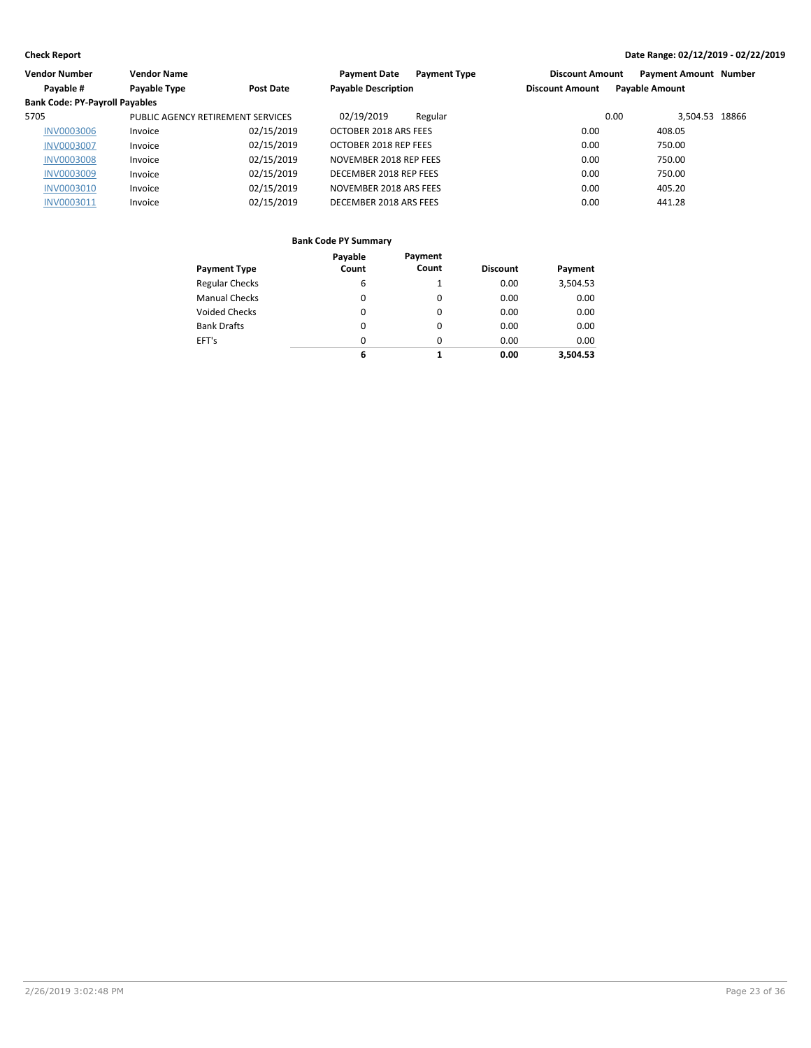**Check Report** — Date Range: 02/12/2019 - 02/22/2019

| Vendor Number | Vendor Name | | Payment Date | Payment Type | Discount Amount | Payment Amount | Number |
|---|---|---|---|---|---|---|---|
| Payable # | Payable Type | Post Date | Payable Description | | Discount Amount | Payable Amount | |
| **Bank Code: PY-Payroll Payables** | | | | | | | |
| 5705 | PUBLIC AGENCY RETIREMENT SERVICES | | 02/19/2019 | Regular | 0.00 | 3,504.53 | 18866 |
| INV0003006 | Invoice | 02/15/2019 | OCTOBER 2018 ARS FEES | | 0.00 | 408.05 | |
| INV0003007 | Invoice | 02/15/2019 | OCTOBER 2018 REP FEES | | 0.00 | 750.00 | |
| INV0003008 | Invoice | 02/15/2019 | NOVEMBER 2018 REP FEES | | 0.00 | 750.00 | |
| INV0003009 | Invoice | 02/15/2019 | DECEMBER 2018 REP FEES | | 0.00 | 750.00 | |
| INV0003010 | Invoice | 02/15/2019 | NOVEMBER 2018 ARS FEES | | 0.00 | 405.20 | |
| INV0003011 | Invoice | 02/15/2019 | DECEMBER 2018 ARS FEES | | 0.00 | 441.28 | |

**Bank Code PY Summary**

| Payment Type | Payable Count | Payment Count | Discount | Payment |
|---|---|---|---|---|
| Regular Checks | 6 | 1 | 0.00 | 3,504.53 |
| Manual Checks | 0 | 0 | 0.00 | 0.00 |
| Voided Checks | 0 | 0 | 0.00 | 0.00 |
| Bank Drafts | 0 | 0 | 0.00 | 0.00 |
| EFT's | 0 | 0 | 0.00 | 0.00 |
| | **6** | **1** | **0.00** | **3,504.53** |

2/26/2019 3:02:48 PM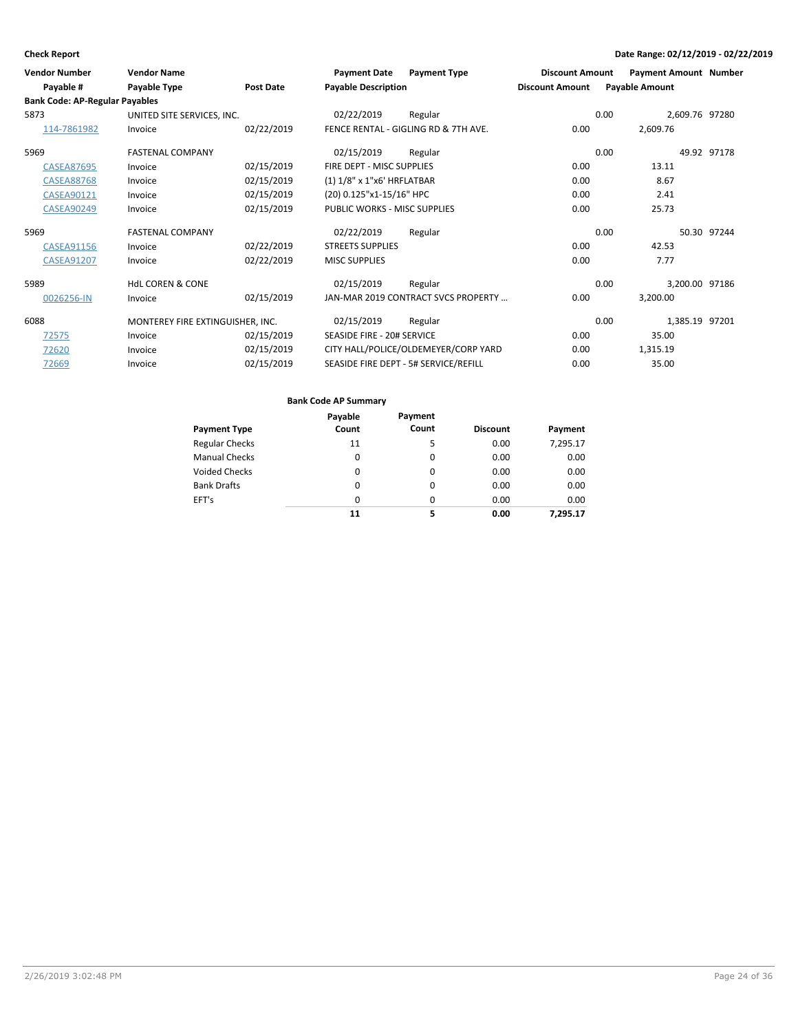**Check Report**

**Date Range: 02/12/2019 - 02/22/2019**

| Vendor Number | Vendor Name | | Payment Date | Payment Type | Discount Amount | Payment Amount | Number |
|---|---|---|---|---|---|---|---|
| Payable # | Payable Type | Post Date | Payable Description | | Discount Amount | Payable Amount | |
| **Bank Code: AP-Regular Payables** | | | | | | | |
| 5873 | UNITED SITE SERVICES, INC. | | 02/22/2019 | Regular | 0.00 | 2,609.76 | 97280 |
| 114-7861982 | Invoice | 02/22/2019 | FENCE RENTAL - GIGLING RD & 7TH AVE. | | 0.00 | 2,609.76 | |
| 5969 | FASTENAL COMPANY | | 02/15/2019 | Regular | 0.00 | 49.92 | 97178 |
| CASEA87695 | Invoice | 02/15/2019 | FIRE DEPT - MISC SUPPLIES | | 0.00 | 13.11 | |
| CASEA88768 | Invoice | 02/15/2019 | (1) 1/8" x 1"x6' HRFLATBAR | | 0.00 | 8.67 | |
| CASEA90121 | Invoice | 02/15/2019 | (20) 0.125"x1-15/16" HPC | | 0.00 | 2.41 | |
| CASEA90249 | Invoice | 02/15/2019 | PUBLIC WORKS - MISC SUPPLIES | | 0.00 | 25.73 | |
| 5969 | FASTENAL COMPANY | | 02/22/2019 | Regular | 0.00 | 50.30 | 97244 |
| CASEA91156 | Invoice | 02/22/2019 | STREETS SUPPLIES | | 0.00 | 42.53 | |
| CASEA91207 | Invoice | 02/22/2019 | MISC SUPPLIES | | 0.00 | 7.77 | |
| 5989 | HdL COREN & CONE | | 02/15/2019 | Regular | 0.00 | 3,200.00 | 97186 |
| 0026256-IN | Invoice | 02/15/2019 | JAN-MAR 2019 CONTRACT SVCS PROPERTY ... | | 0.00 | 3,200.00 | |
| 6088 | MONTEREY FIRE EXTINGUISHER, INC. | | 02/15/2019 | Regular | 0.00 | 1,385.19 | 97201 |
| 72575 | Invoice | 02/15/2019 | SEASIDE FIRE - 20# SERVICE | | 0.00 | 35.00 | |
| 72620 | Invoice | 02/15/2019 | CITY HALL/POLICE/OLDEMEYER/CORP YARD | | 0.00 | 1,315.19 | |
| 72669 | Invoice | 02/15/2019 | SEASIDE FIRE DEPT - 5# SERVICE/REFILL | | 0.00 | 35.00 | |

**Bank Code AP Summary**

| Payment Type | Payable Count | Payment Count | Discount | Payment |
|---|---|---|---|---|
| Regular Checks | 11 | 5 | 0.00 | 7,295.17 |
| Manual Checks | 0 | 0 | 0.00 | 0.00 |
| Voided Checks | 0 | 0 | 0.00 | 0.00 |
| Bank Drafts | 0 | 0 | 0.00 | 0.00 |
| EFT's | 0 | 0 | 0.00 | 0.00 |
| | **11** | **5** | **0.00** | **7,295.17** |

2/26/2019 3:02:48 PM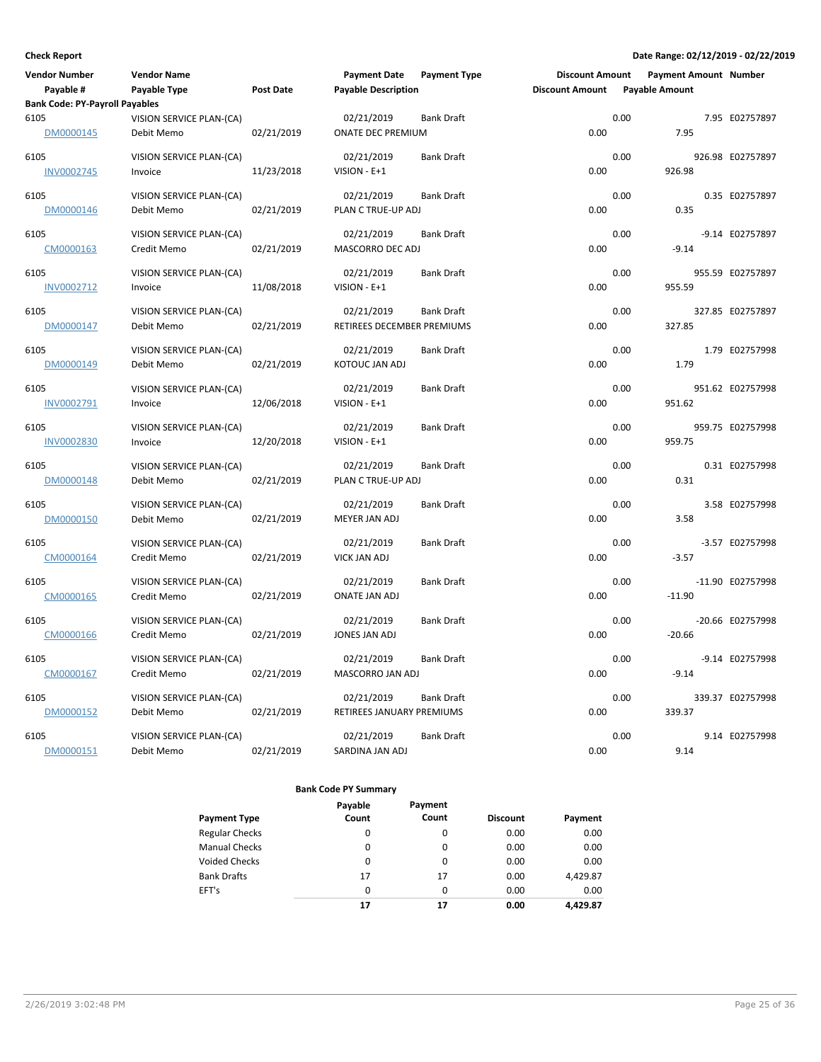**Check Report**

**Date Range: 02/12/2019 - 02/22/2019**

| Vendor Number | Vendor Name | | Payment Date | Payment Type | Discount Amount | Payment Amount | Number |
|---|---|---|---|---|---|---|---|
| Payable # | Payable Type | Post Date | Payable Description | | Discount Amount | Payable Amount | |
| **Bank Code: PY-Payroll Payables** | | | | | | | |
| 6105 | VISION SERVICE PLAN-(CA) | | 02/21/2019 | Bank Draft | 0.00 | 7.95 | E02757897 |
| DM0000145 | Debit Memo | 02/21/2019 | ONATE DEC PREMIUM | | 0.00 | 7.95 | |
| 6105 | VISION SERVICE PLAN-(CA) | | 02/21/2019 | Bank Draft | 0.00 | 926.98 | E02757897 |
| INV0002745 | Invoice | 11/23/2018 | VISION - E+1 | | 0.00 | 926.98 | |
| 6105 | VISION SERVICE PLAN-(CA) | | 02/21/2019 | Bank Draft | 0.00 | 0.35 | E02757897 |
| DM0000146 | Debit Memo | 02/21/2019 | PLAN C TRUE-UP ADJ | | 0.00 | 0.35 | |
| 6105 | VISION SERVICE PLAN-(CA) | | 02/21/2019 | Bank Draft | 0.00 | -9.14 | E02757897 |
| CM0000163 | Credit Memo | 02/21/2019 | MASCORRO DEC ADJ | | 0.00 | -9.14 | |
| 6105 | VISION SERVICE PLAN-(CA) | | 02/21/2019 | Bank Draft | 0.00 | 955.59 | E02757897 |
| INV0002712 | Invoice | 11/08/2018 | VISION - E+1 | | 0.00 | 955.59 | |
| 6105 | VISION SERVICE PLAN-(CA) | | 02/21/2019 | Bank Draft | 0.00 | 327.85 | E02757897 |
| DM0000147 | Debit Memo | 02/21/2019 | RETIREES DECEMBER PREMIUMS | | 0.00 | 327.85 | |
| 6105 | VISION SERVICE PLAN-(CA) | | 02/21/2019 | Bank Draft | 0.00 | 1.79 | E02757998 |
| DM0000149 | Debit Memo | 02/21/2019 | KOTOUC JAN ADJ | | 0.00 | 1.79 | |
| 6105 | VISION SERVICE PLAN-(CA) | | 02/21/2019 | Bank Draft | 0.00 | 951.62 | E02757998 |
| INV0002791 | Invoice | 12/06/2018 | VISION - E+1 | | 0.00 | 951.62 | |
| 6105 | VISION SERVICE PLAN-(CA) | | 02/21/2019 | Bank Draft | 0.00 | 959.75 | E02757998 |
| INV0002830 | Invoice | 12/20/2018 | VISION - E+1 | | 0.00 | 959.75 | |
| 6105 | VISION SERVICE PLAN-(CA) | | 02/21/2019 | Bank Draft | 0.00 | 0.31 | E02757998 |
| DM0000148 | Debit Memo | 02/21/2019 | PLAN C TRUE-UP ADJ | | 0.00 | 0.31 | |
| 6105 | VISION SERVICE PLAN-(CA) | | 02/21/2019 | Bank Draft | 0.00 | 3.58 | E02757998 |
| DM0000150 | Debit Memo | 02/21/2019 | MEYER JAN ADJ | | 0.00 | 3.58 | |
| 6105 | VISION SERVICE PLAN-(CA) | | 02/21/2019 | Bank Draft | 0.00 | -3.57 | E02757998 |
| CM0000164 | Credit Memo | 02/21/2019 | VICK JAN ADJ | | 0.00 | -3.57 | |
| 6105 | VISION SERVICE PLAN-(CA) | | 02/21/2019 | Bank Draft | 0.00 | -11.90 | E02757998 |
| CM0000165 | Credit Memo | 02/21/2019 | ONATE JAN ADJ | | 0.00 | -11.90 | |
| 6105 | VISION SERVICE PLAN-(CA) | | 02/21/2019 | Bank Draft | 0.00 | -20.66 | E02757998 |
| CM0000166 | Credit Memo | 02/21/2019 | JONES JAN ADJ | | 0.00 | -20.66 | |
| 6105 | VISION SERVICE PLAN-(CA) | | 02/21/2019 | Bank Draft | 0.00 | -9.14 | E02757998 |
| CM0000167 | Credit Memo | 02/21/2019 | MASCORRO JAN ADJ | | 0.00 | -9.14 | |
| 6105 | VISION SERVICE PLAN-(CA) | | 02/21/2019 | Bank Draft | 0.00 | 339.37 | E02757998 |
| DM0000152 | Debit Memo | 02/21/2019 | RETIREES JANUARY PREMIUMS | | 0.00 | 339.37 | |
| 6105 | VISION SERVICE PLAN-(CA) | | 02/21/2019 | Bank Draft | 0.00 | 9.14 | E02757998 |
| DM0000151 | Debit Memo | 02/21/2019 | SARDINA JAN ADJ | | 0.00 | 9.14 | |

**Bank Code PY Summary**

| Payment Type | Payable Count | Payment Count | Discount | Payment |
|---|---|---|---|---|
| Regular Checks | 0 | 0 | 0.00 | 0.00 |
| Manual Checks | 0 | 0 | 0.00 | 0.00 |
| Voided Checks | 0 | 0 | 0.00 | 0.00 |
| Bank Drafts | 17 | 17 | 0.00 | 4,429.87 |
| EFT's | 0 | 0 | 0.00 | 0.00 |
| | **17** | **17** | **0.00** | **4,429.87** |

2/26/2019 3:02:48 PM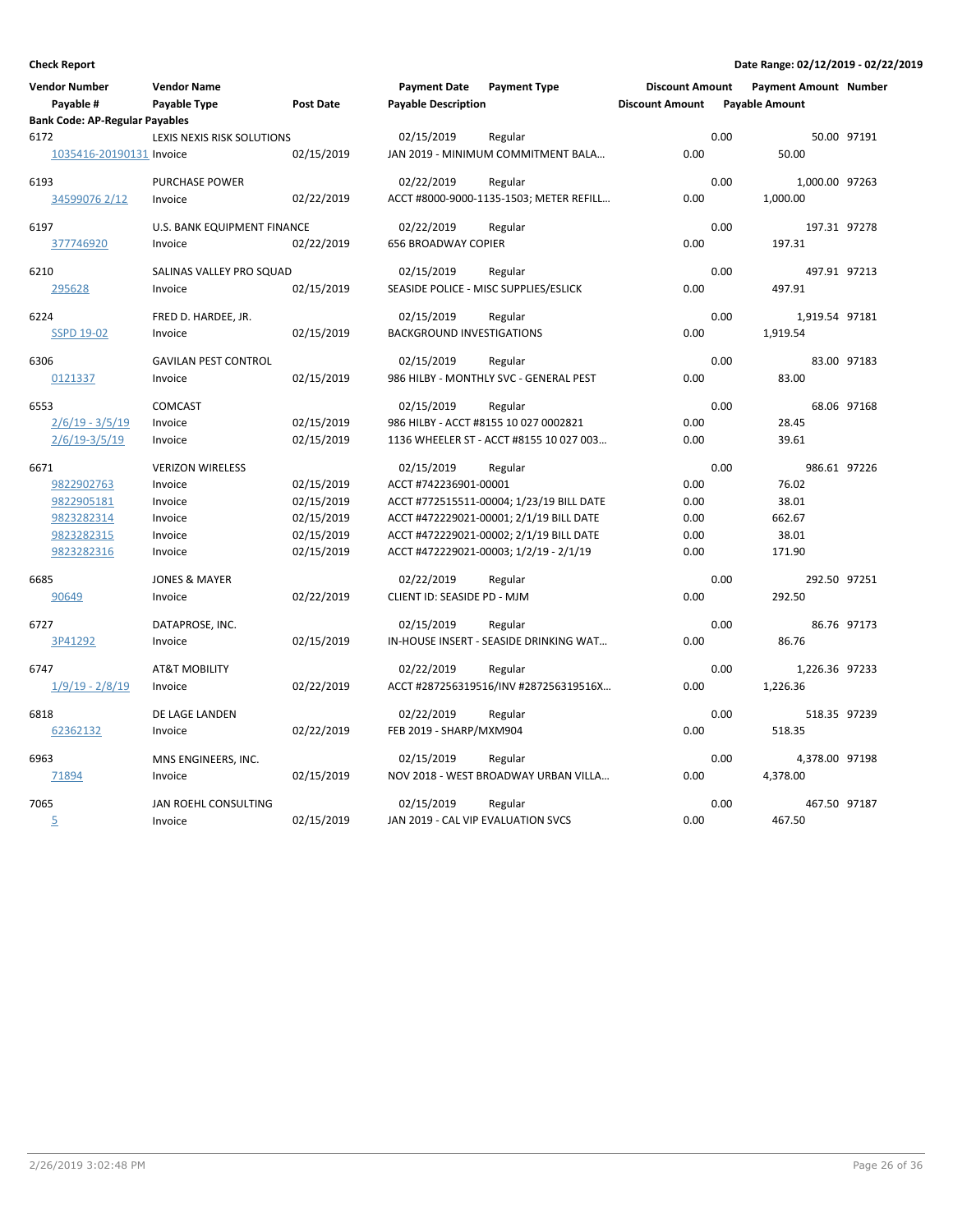**Check Report** — Date Range: 02/12/2019 - 02/22/2019

| Vendor Number / Payable # | Vendor Name / Payable Type | Post Date | Payment Date / Payable Description | Payment Type | Discount Amount | Payment Amount / Payable Amount | Number |
|---|---|---|---|---|---|---|---|
| **Bank Code: AP-Regular Payables** | | | | | | | |
| 6172 | LEXIS NEXIS RISK SOLUTIONS | | 02/15/2019 | Regular | 0.00 | 50.00 | 97191 |
| 1035416-20190131 | Invoice | 02/15/2019 | JAN 2019 - MINIMUM COMMITMENT BALA... | | 0.00 | 50.00 | |
| 6193 | PURCHASE POWER | | 02/22/2019 | Regular | 0.00 | 1,000.00 | 97263 |
| 34599076 2/12 | Invoice | 02/22/2019 | ACCT #8000-9000-1135-1503; METER REFILL... | | 0.00 | 1,000.00 | |
| 6197 | U.S. BANK EQUIPMENT FINANCE | | 02/22/2019 | Regular | 0.00 | 197.31 | 97278 |
| 377746920 | Invoice | 02/22/2019 | 656 BROADWAY COPIER | | 0.00 | 197.31 | |
| 6210 | SALINAS VALLEY PRO SQUAD | | 02/15/2019 | Regular | 0.00 | 497.91 | 97213 |
| 295628 | Invoice | 02/15/2019 | SEASIDE POLICE - MISC SUPPLIES/ESLICK | | 0.00 | 497.91 | |
| 6224 | FRED D. HARDEE, JR. | | 02/15/2019 | Regular | 0.00 | 1,919.54 | 97181 |
| SSPD 19-02 | Invoice | 02/15/2019 | BACKGROUND INVESTIGATIONS | | 0.00 | 1,919.54 | |
| 6306 | GAVILAN PEST CONTROL | | 02/15/2019 | Regular | 0.00 | 83.00 | 97183 |
| 0121337 | Invoice | 02/15/2019 | 986 HILBY - MONTHLY SVC - GENERAL PEST | | 0.00 | 83.00 | |
| 6553 | COMCAST | | 02/15/2019 | Regular | 0.00 | 68.06 | 97168 |
| 2/6/19 - 3/5/19 | Invoice | 02/15/2019 | 986 HILBY - ACCT #8155 10 027 0002821 | | 0.00 | 28.45 | |
| 2/6/19-3/5/19 | Invoice | 02/15/2019 | 1136 WHEELER ST - ACCT #8155 10 027 003... | | 0.00 | 39.61 | |
| 6671 | VERIZON WIRELESS | | 02/15/2019 | Regular | 0.00 | 986.61 | 97226 |
| 9822902763 | Invoice | 02/15/2019 | ACCT #742236901-00001 | | 0.00 | 76.02 | |
| 9822905181 | Invoice | 02/15/2019 | ACCT #772515511-00004; 1/23/19 BILL DATE | | 0.00 | 38.01 | |
| 9823282314 | Invoice | 02/15/2019 | ACCT #472229021-00001; 2/1/19 BILL DATE | | 0.00 | 662.67 | |
| 9823282315 | Invoice | 02/15/2019 | ACCT #472229021-00002; 2/1/19 BILL DATE | | 0.00 | 38.01 | |
| 9823282316 | Invoice | 02/15/2019 | ACCT #472229021-00003; 1/2/19 - 2/1/19 | | 0.00 | 171.90 | |
| 6685 | JONES & MAYER | | 02/22/2019 | Regular | 0.00 | 292.50 | 97251 |
| 90649 | Invoice | 02/22/2019 | CLIENT ID: SEASIDE PD - MJM | | 0.00 | 292.50 | |
| 6727 | DATAPROSE, INC. | | 02/15/2019 | Regular | 0.00 | 86.76 | 97173 |
| 3P41292 | Invoice | 02/15/2019 | IN-HOUSE INSERT - SEASIDE DRINKING WAT... | | 0.00 | 86.76 | |
| 6747 | AT&T MOBILITY | | 02/22/2019 | Regular | 0.00 | 1,226.36 | 97233 |
| 1/9/19 - 2/8/19 | Invoice | 02/22/2019 | ACCT #287256319516/INV #287256319516X... | | 0.00 | 1,226.36 | |
| 6818 | DE LAGE LANDEN | | 02/22/2019 | Regular | 0.00 | 518.35 | 97239 |
| 62362132 | Invoice | 02/22/2019 | FEB 2019 - SHARP/MXM904 | | 0.00 | 518.35 | |
| 6963 | MNS ENGINEERS, INC. | | 02/15/2019 | Regular | 0.00 | 4,378.00 | 97198 |
| 71894 | Invoice | 02/15/2019 | NOV 2018 - WEST BROADWAY URBAN VILLA... | | 0.00 | 4,378.00 | |
| 7065 | JAN ROEHL CONSULTING | | 02/15/2019 | Regular | 0.00 | 467.50 | 97187 |
| 5 | Invoice | 02/15/2019 | JAN 2019 - CAL VIP EVALUATION SVCS | | 0.00 | 467.50 | |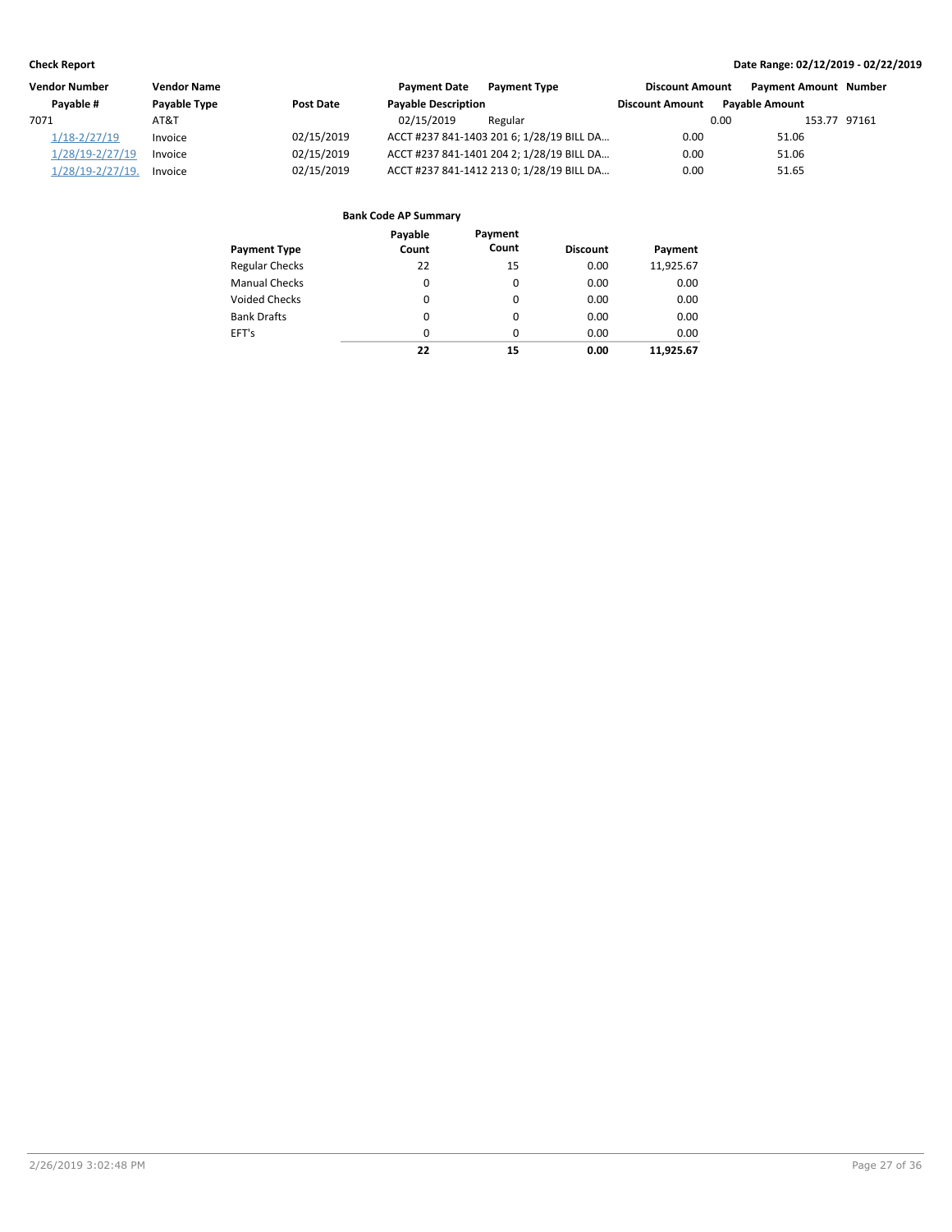| Vendor Number | Vendor Name | | Payment Date | Payment Type | Discount Amount | Payment Amount | Number |
|---|---|---|---|---|---|---|---|
| Payable # | Payable Type | Post Date | Payable Description | | Discount Amount | Payable Amount | |
| 7071 | AT&T | | 02/15/2019 | Regular | 0.00 | 153.77 | 97161 |
| 1/18-2/27/19 | Invoice | 02/15/2019 | ACCT #237 841-1403 201 6; 1/28/19 BILL DA... | | 0.00 | 51.06 | |
| 1/28/19-2/27/19 | Invoice | 02/15/2019 | ACCT #237 841-1401 204 2; 1/28/19 BILL DA... | | 0.00 | 51.06 | |
| 1/28/19-2/27/19. | Invoice | 02/15/2019 | ACCT #237 841-1412 213 0; 1/28/19 BILL DA... | | 0.00 | 51.65 | |

**Bank Code AP Summary**

| Payment Type | Payable Count | Payment Count | Discount | Payment |
|---|---|---|---|---|
| Regular Checks | 22 | 15 | 0.00 | 11,925.67 |
| Manual Checks | 0 | 0 | 0.00 | 0.00 |
| Voided Checks | 0 | 0 | 0.00 | 0.00 |
| Bank Drafts | 0 | 0 | 0.00 | 0.00 |
| EFT's | 0 | 0 | 0.00 | 0.00 |
| | **22** | **15** | **0.00** | **11,925.67** |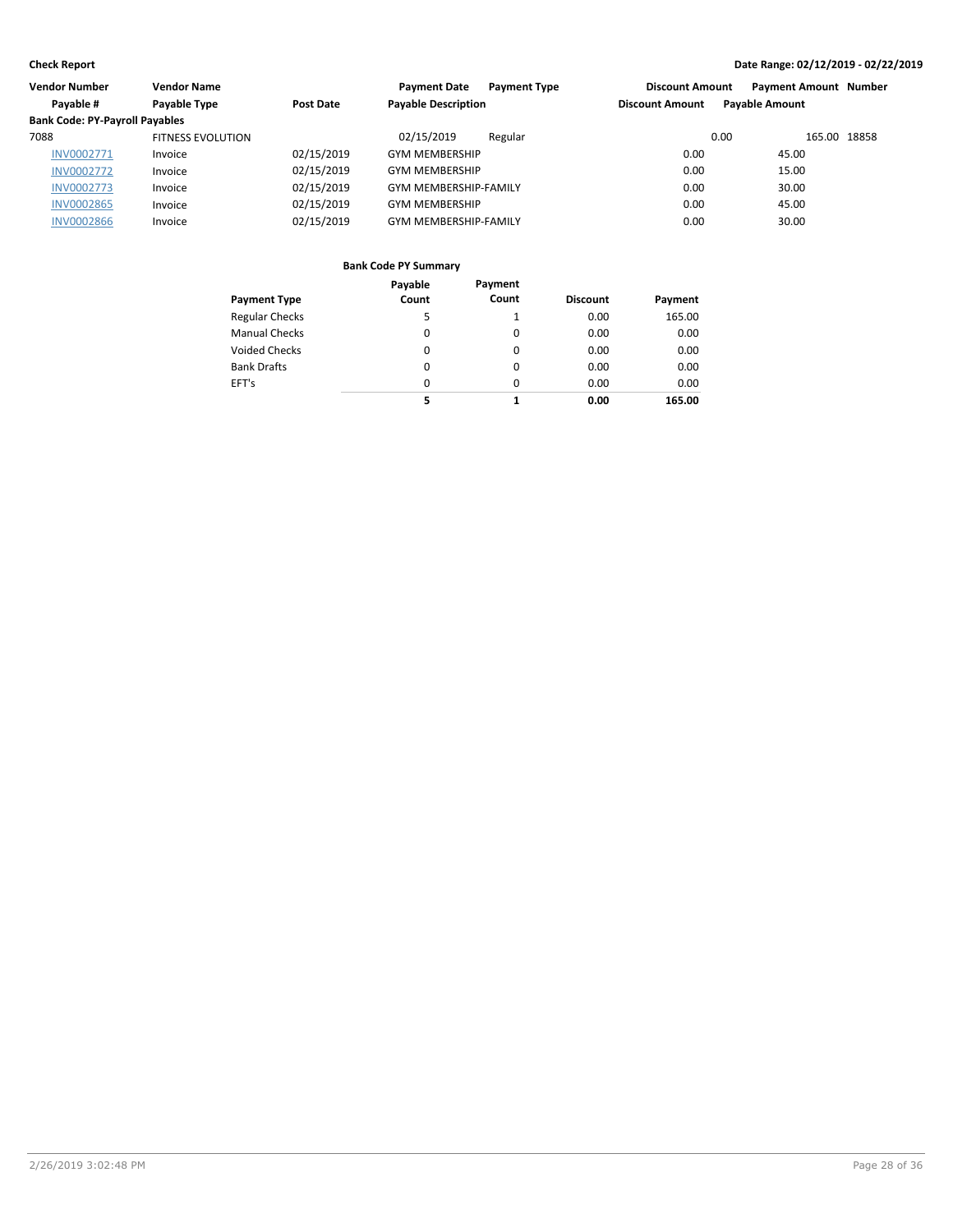**Check Report** | **Date Range: 02/12/2019 - 02/22/2019**

| Vendor Number | Vendor Name | | Payment Date | Payment Type | Discount Amount | Payment Amount | Number |
|---|---|---|---|---|---|---|---|
| Payable # | Payable Type | Post Date | Payable Description | | Discount Amount | Payable Amount | |
| **Bank Code: PY-Payroll Payables** | | | | | | | |
| 7088 | FITNESS EVOLUTION | | 02/15/2019 | Regular | 0.00 | 165.00 | 18858 |
| INV0002771 | Invoice | 02/15/2019 | GYM MEMBERSHIP | | 0.00 | 45.00 | |
| INV0002772 | Invoice | 02/15/2019 | GYM MEMBERSHIP | | 0.00 | 15.00 | |
| INV0002773 | Invoice | 02/15/2019 | GYM MEMBERSHIP-FAMILY | | 0.00 | 30.00 | |
| INV0002865 | Invoice | 02/15/2019 | GYM MEMBERSHIP | | 0.00 | 45.00 | |
| INV0002866 | Invoice | 02/15/2019 | GYM MEMBERSHIP-FAMILY | | 0.00 | 30.00 | |

**Bank Code PY Summary**

| Payment Type | Payable Count | Payment Count | Discount | Payment |
|---|---|---|---|---|
| Regular Checks | 5 | 1 | 0.00 | 165.00 |
| Manual Checks | 0 | 0 | 0.00 | 0.00 |
| Voided Checks | 0 | 0 | 0.00 | 0.00 |
| Bank Drafts | 0 | 0 | 0.00 | 0.00 |
| EFT's | 0 | 0 | 0.00 | 0.00 |
| | **5** | **1** | **0.00** | **165.00** |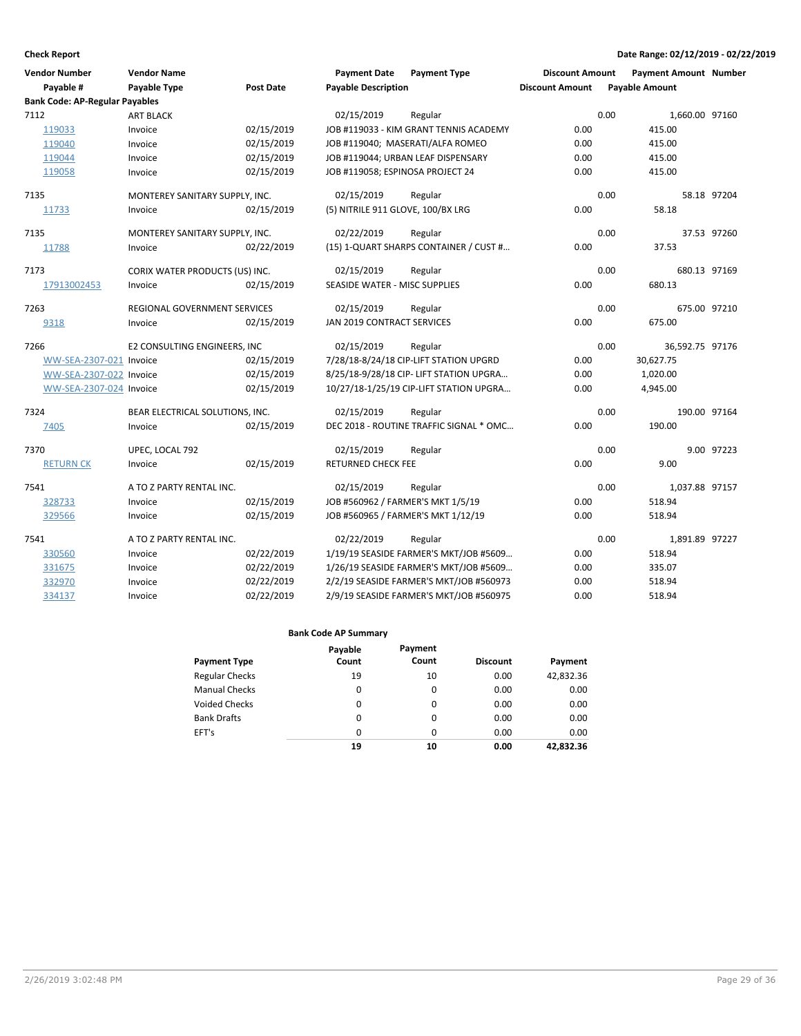**Check Report** | **Date Range: 02/12/2019 - 02/22/2019**

| Vendor Number / Payable # | Vendor Name / Payable Type | Post Date | Payment Date / Payable Description | Payment Type | Discount Amount / Discount Amount | Payment Amount / Payable Amount | Number |
|---|---|---|---|---|---|---|---|
| **Bank Code: AP-Regular Payables** | | | | | | | |
| 7112 | ART BLACK | | 02/15/2019 | Regular | 0.00 | 1,660.00 | 97160 |
| 119033 | Invoice | 02/15/2019 | JOB #119033 - KIM GRANT TENNIS ACADEMY | | 0.00 | 415.00 | |
| 119040 | Invoice | 02/15/2019 | JOB #119040; MASERATI/ALFA ROMEO | | 0.00 | 415.00 | |
| 119044 | Invoice | 02/15/2019 | JOB #119044; URBAN LEAF DISPENSARY | | 0.00 | 415.00 | |
| 119058 | Invoice | 02/15/2019 | JOB #119058; ESPINOSA PROJECT 24 | | 0.00 | 415.00 | |
| 7135 | MONTEREY SANITARY SUPPLY, INC. | | 02/15/2019 | Regular | 0.00 | 58.18 | 97204 |
| 11733 | Invoice | 02/15/2019 | (5) NITRILE 911 GLOVE, 100/BX LRG | | 0.00 | 58.18 | |
| 7135 | MONTEREY SANITARY SUPPLY, INC. | | 02/22/2019 | Regular | 0.00 | 37.53 | 97260 |
| 11788 | Invoice | 02/22/2019 | (15) 1-QUART SHARPS CONTAINER / CUST #... | | 0.00 | 37.53 | |
| 7173 | CORIX WATER PRODUCTS (US) INC. | | 02/15/2019 | Regular | 0.00 | 680.13 | 97169 |
| 17913002453 | Invoice | 02/15/2019 | SEASIDE WATER - MISC SUPPLIES | | 0.00 | 680.13 | |
| 7263 | REGIONAL GOVERNMENT SERVICES | | 02/15/2019 | Regular | 0.00 | 675.00 | 97210 |
| 9318 | Invoice | 02/15/2019 | JAN 2019 CONTRACT SERVICES | | 0.00 | 675.00 | |
| 7266 | E2 CONSULTING ENGINEERS, INC | | 02/15/2019 | Regular | 0.00 | 36,592.75 | 97176 |
| WW-SEA-2307-021 | Invoice | 02/15/2019 | 7/28/18-8/24/18 CIP-LIFT STATION UPGRD | | 0.00 | 30,627.75 | |
| WW-SEA-2307-022 | Invoice | 02/15/2019 | 8/25/18-9/28/18 CIP- LIFT STATION UPGRA... | | 0.00 | 1,020.00 | |
| WW-SEA-2307-024 | Invoice | 02/15/2019 | 10/27/18-1/25/19 CIP-LIFT STATION UPGRA... | | 0.00 | 4,945.00 | |
| 7324 | BEAR ELECTRICAL SOLUTIONS, INC. | | 02/15/2019 | Regular | 0.00 | 190.00 | 97164 |
| 7405 | Invoice | 02/15/2019 | DEC 2018 - ROUTINE TRAFFIC SIGNAL * OMC... | | 0.00 | 190.00 | |
| 7370 | UPEC, LOCAL 792 | | 02/15/2019 | Regular | 0.00 | 9.00 | 97223 |
| RETURN CK | Invoice | 02/15/2019 | RETURNED CHECK FEE | | 0.00 | 9.00 | |
| 7541 | A TO Z PARTY RENTAL INC. | | 02/15/2019 | Regular | 0.00 | 1,037.88 | 97157 |
| 328733 | Invoice | 02/15/2019 | JOB #560962 / FARMER'S MKT 1/5/19 | | 0.00 | 518.94 | |
| 329566 | Invoice | 02/15/2019 | JOB #560965 / FARMER'S MKT 1/12/19 | | 0.00 | 518.94 | |
| 7541 | A TO Z PARTY RENTAL INC. | | 02/22/2019 | Regular | 0.00 | 1,891.89 | 97227 |
| 330560 | Invoice | 02/22/2019 | 1/19/19 SEASIDE FARMER'S MKT/JOB #5609... | | 0.00 | 518.94 | |
| 331675 | Invoice | 02/22/2019 | 1/26/19 SEASIDE FARMER'S MKT/JOB #5609... | | 0.00 | 335.07 | |
| 332970 | Invoice | 02/22/2019 | 2/2/19 SEASIDE FARMER'S MKT/JOB #560973 | | 0.00 | 518.94 | |
| 334137 | Invoice | 02/22/2019 | 2/9/19 SEASIDE FARMER'S MKT/JOB #560975 | | 0.00 | 518.94 | |

**Bank Code AP Summary**

| Payment Type | Payable Count | Payment Count | Discount | Payment |
|---|---|---|---|---|
| Regular Checks | 19 | 10 | 0.00 | 42,832.36 |
| Manual Checks | 0 | 0 | 0.00 | 0.00 |
| Voided Checks | 0 | 0 | 0.00 | 0.00 |
| Bank Drafts | 0 | 0 | 0.00 | 0.00 |
| EFT's | 0 | 0 | 0.00 | 0.00 |
| | **19** | **10** | **0.00** | **42,832.36** |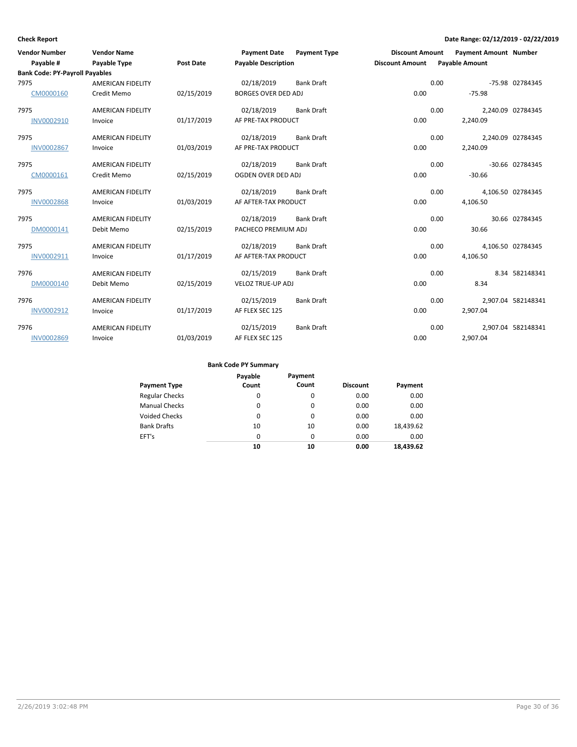**Check Report**

**Date Range: 02/12/2019 - 02/22/2019**

| Vendor Number<br>Payable # | Vendor Name<br>Payable Type | Post Date | Payment Date<br>Payable Description | Payment Type | Discount Amount<br>Discount Amount | Payment Amount<br>Payable Amount | Number |
|---|---|---|---|---|---|---|---|
| **Bank Code: PY-Payroll Payables** | | | | | | | |
| 7975 | AMERICAN FIDELITY | | 02/18/2019 | Bank Draft | 0.00 | -75.98 | 02784345 |
| CM0000160 | Credit Memo | 02/15/2019 | BORGES OVER DED ADJ | | 0.00 | -75.98 | |
| 7975 | AMERICAN FIDELITY | | 02/18/2019 | Bank Draft | 0.00 | 2,240.09 | 02784345 |
| INV0002910 | Invoice | 01/17/2019 | AF PRE-TAX PRODUCT | | 0.00 | 2,240.09 | |
| 7975 | AMERICAN FIDELITY | | 02/18/2019 | Bank Draft | 0.00 | 2,240.09 | 02784345 |
| INV0002867 | Invoice | 01/03/2019 | AF PRE-TAX PRODUCT | | 0.00 | 2,240.09 | |
| 7975 | AMERICAN FIDELITY | | 02/18/2019 | Bank Draft | 0.00 | -30.66 | 02784345 |
| CM0000161 | Credit Memo | 02/15/2019 | OGDEN OVER DED ADJ | | 0.00 | -30.66 | |
| 7975 | AMERICAN FIDELITY | | 02/18/2019 | Bank Draft | 0.00 | 4,106.50 | 02784345 |
| INV0002868 | Invoice | 01/03/2019 | AF AFTER-TAX PRODUCT | | 0.00 | 4,106.50 | |
| 7975 | AMERICAN FIDELITY | | 02/18/2019 | Bank Draft | 0.00 | 30.66 | 02784345 |
| DM0000141 | Debit Memo | 02/15/2019 | PACHECO PREMIUM ADJ | | 0.00 | 30.66 | |
| 7975 | AMERICAN FIDELITY | | 02/18/2019 | Bank Draft | 0.00 | 4,106.50 | 02784345 |
| INV0002911 | Invoice | 01/17/2019 | AF AFTER-TAX PRODUCT | | 0.00 | 4,106.50 | |
| 7976 | AMERICAN FIDELITY | | 02/15/2019 | Bank Draft | 0.00 | 8.34 | 582148341 |
| DM0000140 | Debit Memo | 02/15/2019 | VELOZ TRUE-UP ADJ | | 0.00 | 8.34 | |
| 7976 | AMERICAN FIDELITY | | 02/15/2019 | Bank Draft | 0.00 | 2,907.04 | 582148341 |
| INV0002912 | Invoice | 01/17/2019 | AF FLEX SEC 125 | | 0.00 | 2,907.04 | |
| 7976 | AMERICAN FIDELITY | | 02/15/2019 | Bank Draft | 0.00 | 2,907.04 | 582148341 |
| INV0002869 | Invoice | 01/03/2019 | AF FLEX SEC 125 | | 0.00 | 2,907.04 | |

**Bank Code PY Summary**

| Payment Type | Payable Count | Payment Count | Discount | Payment |
|---|---|---|---|---|
| Regular Checks | 0 | 0 | 0.00 | 0.00 |
| Manual Checks | 0 | 0 | 0.00 | 0.00 |
| Voided Checks | 0 | 0 | 0.00 | 0.00 |
| Bank Drafts | 10 | 10 | 0.00 | 18,439.62 |
| EFT's | 0 | 0 | 0.00 | 0.00 |
| | **10** | **10** | **0.00** | **18,439.62** |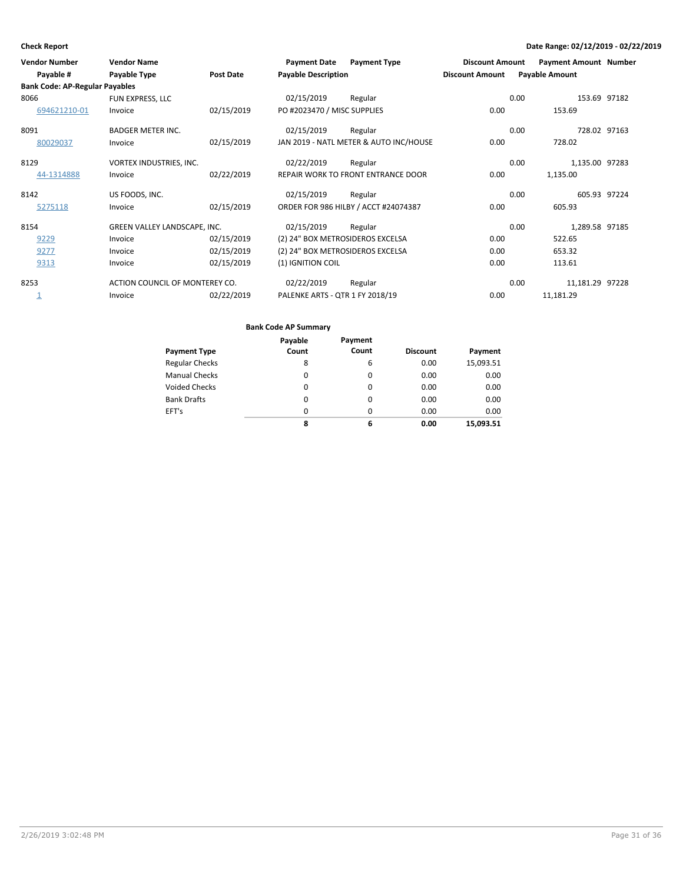**Check Report** — Date Range: 02/12/2019 - 02/22/2019

| Vendor Number / Payable # | Vendor Name / Payable Type | Post Date | Payment Date / Payable Description | Payment Type | Discount Amount / Discount Amount | Payment Amount / Payable Amount | Number |
|---|---|---|---|---|---|---|---|
| **Bank Code: AP-Regular Payables** | | | | | | | |
| 8066 | FUN EXPRESS, LLC | | 02/15/2019 | Regular | 0.00 | 153.69 | 97182 |
| 694621210-01 | Invoice | 02/15/2019 | PO #2023470 / MISC SUPPLIES | | 0.00 | 153.69 | |
| 8091 | BADGER METER INC. | | 02/15/2019 | Regular | 0.00 | 728.02 | 97163 |
| 80029037 | Invoice | 02/15/2019 | JAN 2019 - NATL METER & AUTO INC/HOUSE | | 0.00 | 728.02 | |
| 8129 | VORTEX INDUSTRIES, INC. | | 02/22/2019 | Regular | 0.00 | 1,135.00 | 97283 |
| 44-1314888 | Invoice | 02/22/2019 | REPAIR WORK TO FRONT ENTRANCE DOOR | | 0.00 | 1,135.00 | |
| 8142 | US FOODS, INC. | | 02/15/2019 | Regular | 0.00 | 605.93 | 97224 |
| 5275118 | Invoice | 02/15/2019 | ORDER FOR 986 HILBY / ACCT #24074387 | | 0.00 | 605.93 | |
| 8154 | GREEN VALLEY LANDSCAPE, INC. | | 02/15/2019 | Regular | 0.00 | 1,289.58 | 97185 |
| 9229 | Invoice | 02/15/2019 | (2) 24" BOX METROSIDEROS EXCELSA | | 0.00 | 522.65 | |
| 9277 | Invoice | 02/15/2019 | (2) 24" BOX METROSIDEROS EXCELSA | | 0.00 | 653.32 | |
| 9313 | Invoice | 02/15/2019 | (1) IGNITION COIL | | 0.00 | 113.61 | |
| 8253 | ACTION COUNCIL OF MONTEREY CO. | | 02/22/2019 | Regular | 0.00 | 11,181.29 | 97228 |
| 1 | Invoice | 02/22/2019 | PALENKE ARTS - QTR 1 FY 2018/19 | | 0.00 | 11,181.29 | |

**Bank Code AP Summary**

| Payment Type | Payable Count | Payment Count | Discount | Payment |
|---|---|---|---|---|
| Regular Checks | 8 | 6 | 0.00 | 15,093.51 |
| Manual Checks | 0 | 0 | 0.00 | 0.00 |
| Voided Checks | 0 | 0 | 0.00 | 0.00 |
| Bank Drafts | 0 | 0 | 0.00 | 0.00 |
| EFT's | 0 | 0 | 0.00 | 0.00 |
| | **8** | **6** | **0.00** | **15,093.51** |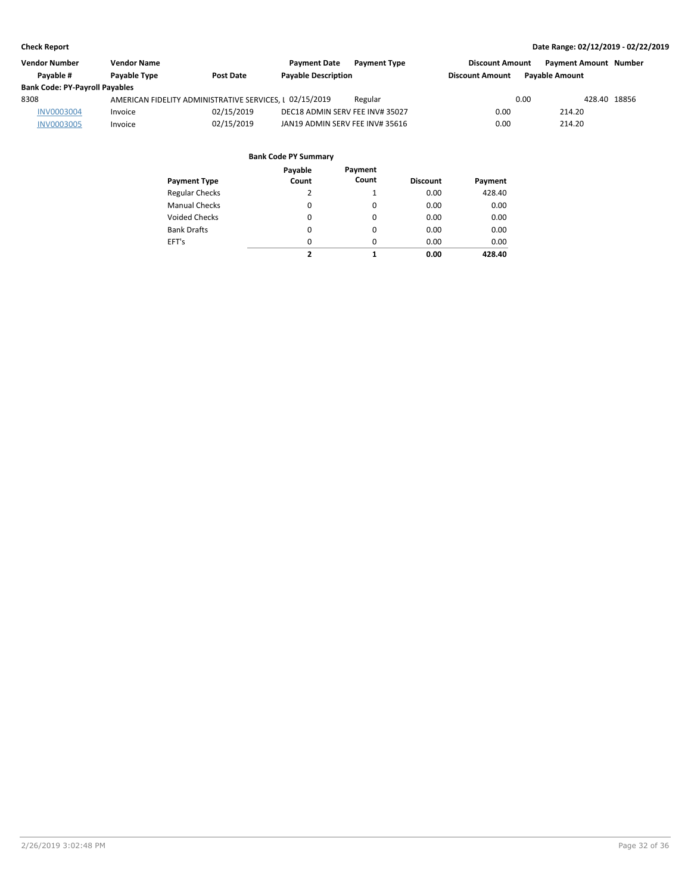| Vendor Number | Vendor Name | | Payment Date | Payment Type | Discount Amount | Payment Amount | Number |
|---|---|---|---|---|---|---|---|
| Payable # | Payable Type | Post Date | Payable Description | | Discount Amount | Payable Amount | |
| **Bank Code: PY-Payroll Payables** | | | | | | | |
| 8308 | AMERICAN FIDELITY ADMINISTRATIVE SERVICES, L | | 02/15/2019 | Regular | 0.00 | 428.40 | 18856 |
| INV0003004 | Invoice | 02/15/2019 | DEC18 ADMIN SERV FEE INV# 35027 | | 0.00 | 214.20 | |
| INV0003005 | Invoice | 02/15/2019 | JAN19 ADMIN SERV FEE INV# 35616 | | 0.00 | 214.20 | |

**Bank Code PY Summary**

| Payment Type | Payable Count | Payment Count | Discount | Payment |
|---|---|---|---|---|
| Regular Checks | 2 | 1 | 0.00 | 428.40 |
| Manual Checks | 0 | 0 | 0.00 | 0.00 |
| Voided Checks | 0 | 0 | 0.00 | 0.00 |
| Bank Drafts | 0 | 0 | 0.00 | 0.00 |
| EFT's | 0 | 0 | 0.00 | 0.00 |
| | **2** | **1** | **0.00** | **428.40** |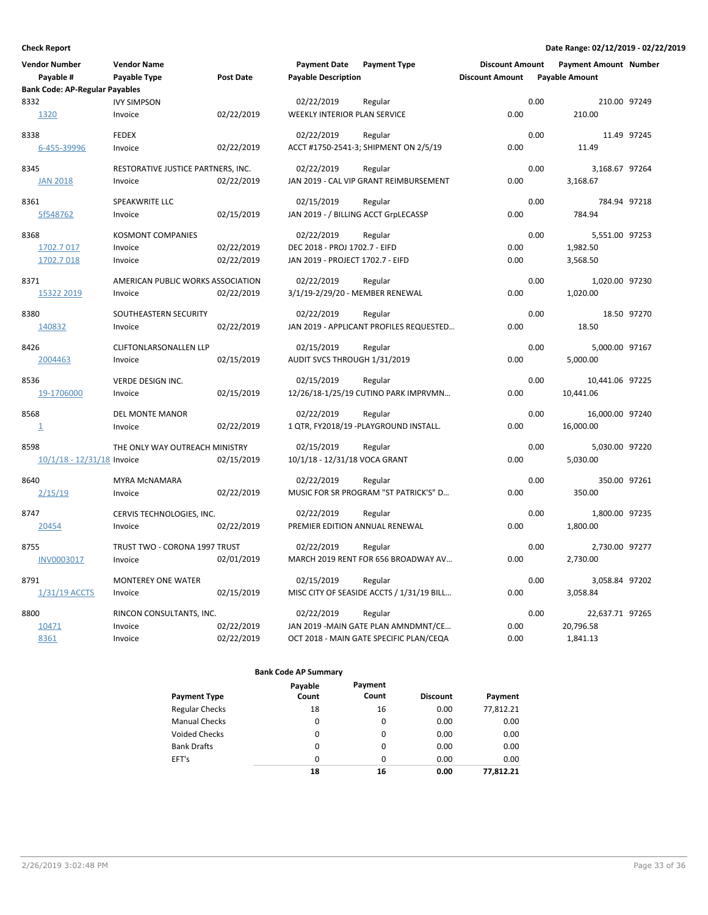**Check Report**

**Date Range: 02/12/2019 - 02/22/2019**

| Vendor Number | Vendor Name | | Payment Date | Payment Type | Discount Amount | Payment Amount | Number |
|---|---|---|---|---|---|---|---|
| Payable # | Payable Type | Post Date | Payable Description | | Discount Amount | Payable Amount | |
| **Bank Code: AP-Regular Payables** | | | | | | | |
| 8332 | IVY SIMPSON | | 02/22/2019 | Regular | 0.00 | 210.00 | 97249 |
| 1320 | Invoice | 02/22/2019 | WEEKLY INTERIOR PLAN SERVICE | | 0.00 | 210.00 | |
| 8338 | FEDEX | | 02/22/2019 | Regular | 0.00 | 11.49 | 97245 |
| 6-455-39996 | Invoice | 02/22/2019 | ACCT #1750-2541-3; SHIPMENT ON 2/5/19 | | 0.00 | 11.49 | |
| 8345 | RESTORATIVE JUSTICE PARTNERS, INC. | | 02/22/2019 | Regular | 0.00 | 3,168.67 | 97264 |
| JAN 2018 | Invoice | 02/22/2019 | JAN 2019 - CAL VIP GRANT REIMBURSEMENT | | 0.00 | 3,168.67 | |
| 8361 | SPEAKWRITE LLC | | 02/15/2019 | Regular | 0.00 | 784.94 | 97218 |
| 5f548762 | Invoice | 02/15/2019 | JAN 2019 - / BILLING ACCT GrpLECASSP | | 0.00 | 784.94 | |
| 8368 | KOSMONT COMPANIES | | 02/22/2019 | Regular | 0.00 | 5,551.00 | 97253 |
| 1702.7 017 | Invoice | 02/22/2019 | DEC 2018 - PROJ 1702.7 - EIFD | | 0.00 | 1,982.50 | |
| 1702.7 018 | Invoice | 02/22/2019 | JAN 2019 - PROJECT 1702.7 - EIFD | | 0.00 | 3,568.50 | |
| 8371 | AMERICAN PUBLIC WORKS ASSOCIATION | | 02/22/2019 | Regular | 0.00 | 1,020.00 | 97230 |
| 15322 2019 | Invoice | 02/22/2019 | 3/1/19-2/29/20 - MEMBER RENEWAL | | 0.00 | 1,020.00 | |
| 8380 | SOUTHEASTERN SECURITY | | 02/22/2019 | Regular | 0.00 | 18.50 | 97270 |
| 140832 | Invoice | 02/22/2019 | JAN 2019 - APPLICANT PROFILES REQUESTED... | | 0.00 | 18.50 | |
| 8426 | CLIFTONLARSONALLEN LLP | | 02/15/2019 | Regular | 0.00 | 5,000.00 | 97167 |
| 2004463 | Invoice | 02/15/2019 | AUDIT SVCS THROUGH 1/31/2019 | | 0.00 | 5,000.00 | |
| 8536 | VERDE DESIGN INC. | | 02/15/2019 | Regular | 0.00 | 10,441.06 | 97225 |
| 19-1706000 | Invoice | 02/15/2019 | 12/26/18-1/25/19 CUTINO PARK IMPRVMN... | | 0.00 | 10,441.06 | |
| 8568 | DEL MONTE MANOR | | 02/22/2019 | Regular | 0.00 | 16,000.00 | 97240 |
| 1 | Invoice | 02/22/2019 | 1 QTR, FY2018/19 -PLAYGROUND INSTALL. | | 0.00 | 16,000.00 | |
| 8598 | THE ONLY WAY OUTREACH MINISTRY | | 02/15/2019 | Regular | 0.00 | 5,030.00 | 97220 |
| 10/1/18 - 12/31/18 | Invoice | 02/15/2019 | 10/1/18 - 12/31/18 VOCA GRANT | | 0.00 | 5,030.00 | |
| 8640 | MYRA McNAMARA | | 02/22/2019 | Regular | 0.00 | 350.00 | 97261 |
| 2/15/19 | Invoice | 02/22/2019 | MUSIC FOR SR PROGRAM "ST PATRICK'S" D... | | 0.00 | 350.00 | |
| 8747 | CERVIS TECHNOLOGIES, INC. | | 02/22/2019 | Regular | 0.00 | 1,800.00 | 97235 |
| 20454 | Invoice | 02/22/2019 | PREMIER EDITION ANNUAL RENEWAL | | 0.00 | 1,800.00 | |
| 8755 | TRUST TWO - CORONA 1997 TRUST | | 02/22/2019 | Regular | 0.00 | 2,730.00 | 97277 |
| INV0003017 | Invoice | 02/01/2019 | MARCH 2019 RENT FOR 656 BROADWAY AV... | | 0.00 | 2,730.00 | |
| 8791 | MONTEREY ONE WATER | | 02/15/2019 | Regular | 0.00 | 3,058.84 | 97202 |
| 1/31/19 ACCTS | Invoice | 02/15/2019 | MISC CITY OF SEASIDE ACCTS / 1/31/19 BILL... | | 0.00 | 3,058.84 | |
| 8800 | RINCON CONSULTANTS, INC. | | 02/22/2019 | Regular | 0.00 | 22,637.71 | 97265 |
| 10471 | Invoice | 02/22/2019 | JAN 2019 -MAIN GATE PLAN AMNDMNT/CE... | | 0.00 | 20,796.58 | |
| 8361 | Invoice | 02/22/2019 | OCT 2018 - MAIN GATE SPECIFIC PLAN/CEQA | | 0.00 | 1,841.13 | |

**Bank Code AP Summary**

| Payment Type | Payable Count | Payment Count | Discount | Payment |
|---|---|---|---|---|
| Regular Checks | 18 | 16 | 0.00 | 77,812.21 |
| Manual Checks | 0 | 0 | 0.00 | 0.00 |
| Voided Checks | 0 | 0 | 0.00 | 0.00 |
| Bank Drafts | 0 | 0 | 0.00 | 0.00 |
| EFT's | 0 | 0 | 0.00 | 0.00 |
| | **18** | **16** | **0.00** | **77,812.21** |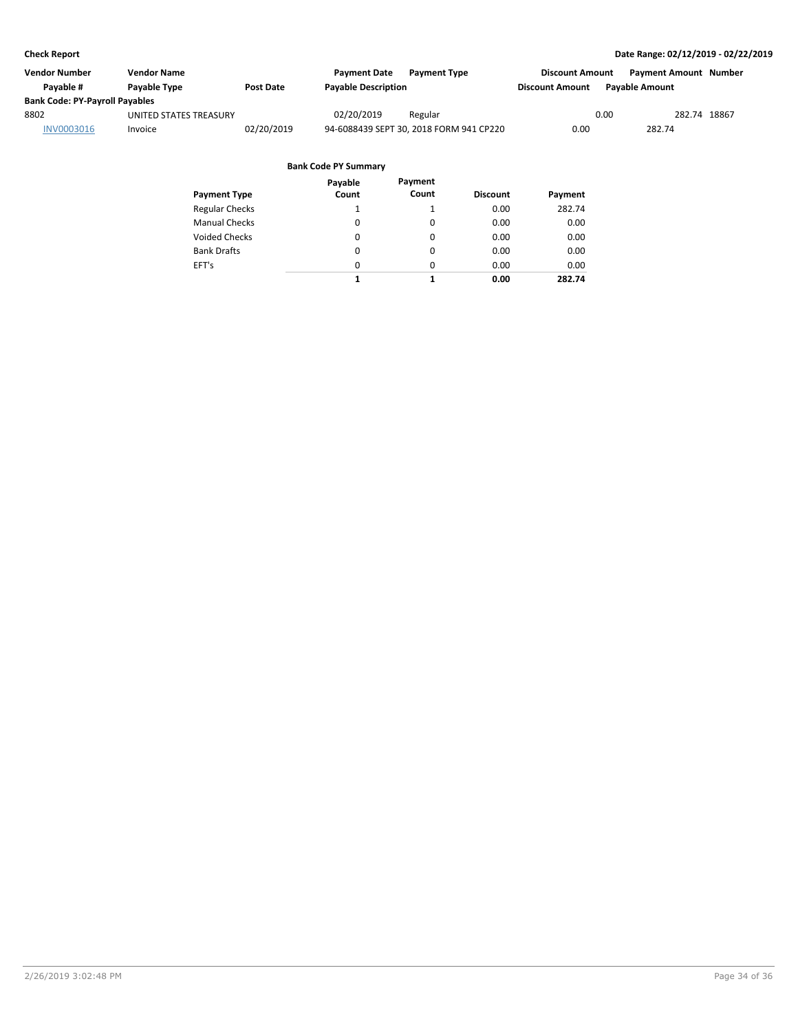**Check Report**

**Date Range: 02/12/2019 - 02/22/2019**

| Vendor Number | Vendor Name | | Payment Date | Payment Type | Discount Amount | Payment Amount | Number |
|---|---|---|---|---|---|---|---|
| Payable # | Payable Type | Post Date | Payable Description | | Discount Amount | Payable Amount | |
| **Bank Code: PY-Payroll Payables** | | | | | | | |
| 8802 | UNITED STATES TREASURY | | 02/20/2019 | Regular | 0.00 | 282.74 | 18867 |
| INV0003016 | Invoice | 02/20/2019 | 94-6088439 SEPT 30, 2018 FORM 941 CP220 | | 0.00 | 282.74 | |

**Bank Code PY Summary**

| Payment Type | Payable Count | Payment Count | Discount | Payment |
|---|---|---|---|---|
| Regular Checks | 1 | 1 | 0.00 | 282.74 |
| Manual Checks | 0 | 0 | 0.00 | 0.00 |
| Voided Checks | 0 | 0 | 0.00 | 0.00 |
| Bank Drafts | 0 | 0 | 0.00 | 0.00 |
| EFT's | 0 | 0 | 0.00 | 0.00 |
| | **1** | **1** | **0.00** | **282.74** |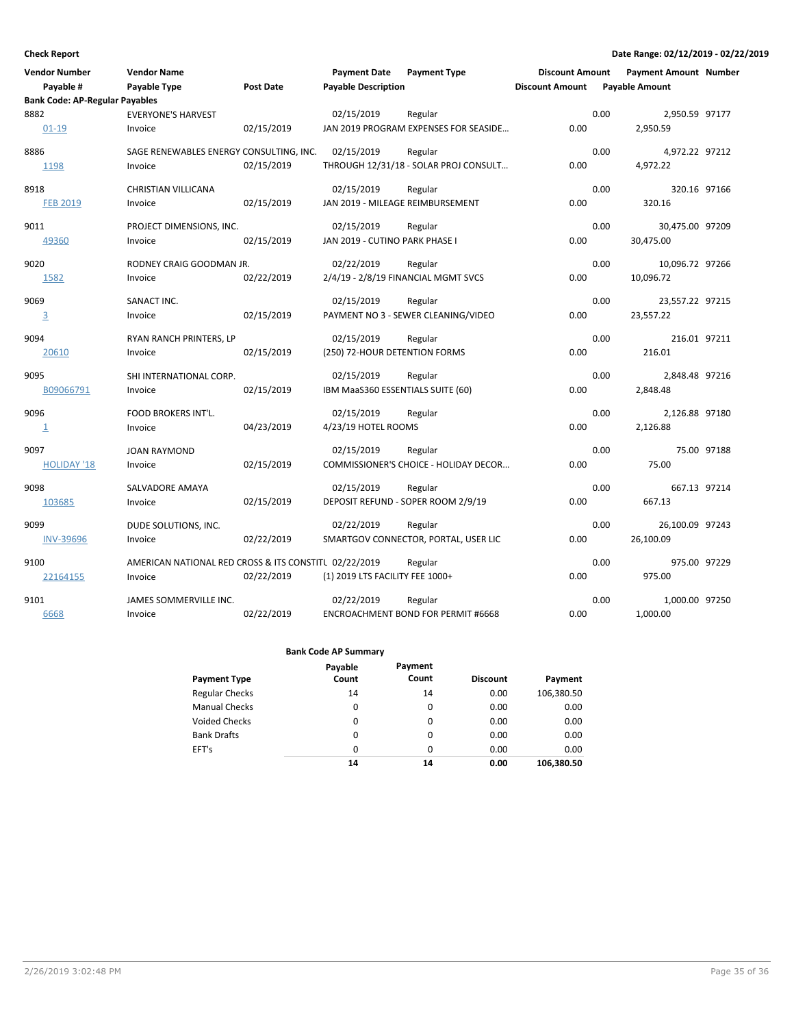**Check Report**

**Date Range: 02/12/2019 - 02/22/2019**

| Vendor Number | Vendor Name | | Payment Date | Payment Type | Discount Amount | Payment Amount | Number |
|---|---|---|---|---|---|---|---|
| Payable # | Payable Type | Post Date | Payable Description | | Discount Amount | Payable Amount | |
| **Bank Code: AP-Regular Payables** | | | | | | | |
| 8882 | EVERYONE'S HARVEST | | 02/15/2019 | Regular | 0.00 | 2,950.59 | 97177 |
| 01-19 | Invoice | 02/15/2019 | JAN 2019 PROGRAM EXPENSES FOR SEASIDE… | | 0.00 | 2,950.59 | |
| 8886 | SAGE RENEWABLES ENERGY CONSULTING, INC. | | 02/15/2019 | Regular | 0.00 | 4,972.22 | 97212 |
| 1198 | Invoice | 02/15/2019 | THROUGH 12/31/18 - SOLAR PROJ CONSULT… | | 0.00 | 4,972.22 | |
| 8918 | CHRISTIAN VILLICANA | | 02/15/2019 | Regular | 0.00 | 320.16 | 97166 |
| FEB 2019 | Invoice | 02/15/2019 | JAN 2019 - MILEAGE REIMBURSEMENT | | 0.00 | 320.16 | |
| 9011 | PROJECT DIMENSIONS, INC. | | 02/15/2019 | Regular | 0.00 | 30,475.00 | 97209 |
| 49360 | Invoice | 02/15/2019 | JAN 2019 - CUTINO PARK PHASE I | | 0.00 | 30,475.00 | |
| 9020 | RODNEY CRAIG GOODMAN JR. | | 02/22/2019 | Regular | 0.00 | 10,096.72 | 97266 |
| 1582 | Invoice | 02/22/2019 | 2/4/19 - 2/8/19 FINANCIAL MGMT SVCS | | 0.00 | 10,096.72 | |
| 9069 | SANACT INC. | | 02/15/2019 | Regular | 0.00 | 23,557.22 | 97215 |
| 3 | Invoice | 02/15/2019 | PAYMENT NO 3 - SEWER CLEANING/VIDEO | | 0.00 | 23,557.22 | |
| 9094 | RYAN RANCH PRINTERS, LP | | 02/15/2019 | Regular | 0.00 | 216.01 | 97211 |
| 20610 | Invoice | 02/15/2019 | (250) 72-HOUR DETENTION FORMS | | 0.00 | 216.01 | |
| 9095 | SHI INTERNATIONAL CORP. | | 02/15/2019 | Regular | 0.00 | 2,848.48 | 97216 |
| B09066791 | Invoice | 02/15/2019 | IBM MaaS360 ESSENTIALS SUITE (60) | | 0.00 | 2,848.48 | |
| 9096 | FOOD BROKERS INT'L. | | 02/15/2019 | Regular | 0.00 | 2,126.88 | 97180 |
| 1 | Invoice | 04/23/2019 | 4/23/19 HOTEL ROOMS | | 0.00 | 2,126.88 | |
| 9097 | JOAN RAYMOND | | 02/15/2019 | Regular | 0.00 | 75.00 | 97188 |
| HOLIDAY '18 | Invoice | 02/15/2019 | COMMISSIONER'S CHOICE - HOLIDAY DECOR… | | 0.00 | 75.00 | |
| 9098 | SALVADORE AMAYA | | 02/15/2019 | Regular | 0.00 | 667.13 | 97214 |
| 103685 | Invoice | 02/15/2019 | DEPOSIT REFUND - SOPER ROOM 2/9/19 | | 0.00 | 667.13 | |
| 9099 | DUDE SOLUTIONS, INC. | | 02/22/2019 | Regular | 0.00 | 26,100.09 | 97243 |
| INV-39696 | Invoice | 02/22/2019 | SMARTGOV CONNECTOR, PORTAL, USER LIC | | 0.00 | 26,100.09 | |
| 9100 | AMERICAN NATIONAL RED CROSS & ITS CONSTITU | | 02/22/2019 | Regular | 0.00 | 975.00 | 97229 |
| 22164155 | Invoice | 02/22/2019 | (1) 2019 LTS FACILITY FEE 1000+ | | 0.00 | 975.00 | |
| 9101 | JAMES SOMMERVILLE INC. | | 02/22/2019 | Regular | 0.00 | 1,000.00 | 97250 |
| 6668 | Invoice | 02/22/2019 | ENCROACHMENT BOND FOR PERMIT #6668 | | 0.00 | 1,000.00 | |

**Bank Code AP Summary**

| Payment Type | Payable Count | Payment Count | Discount | Payment |
|---|---|---|---|---|
| Regular Checks | 14 | 14 | 0.00 | 106,380.50 |
| Manual Checks | 0 | 0 | 0.00 | 0.00 |
| Voided Checks | 0 | 0 | 0.00 | 0.00 |
| Bank Drafts | 0 | 0 | 0.00 | 0.00 |
| EFT's | 0 | 0 | 0.00 | 0.00 |
| | **14** | **14** | **0.00** | **106,380.50** |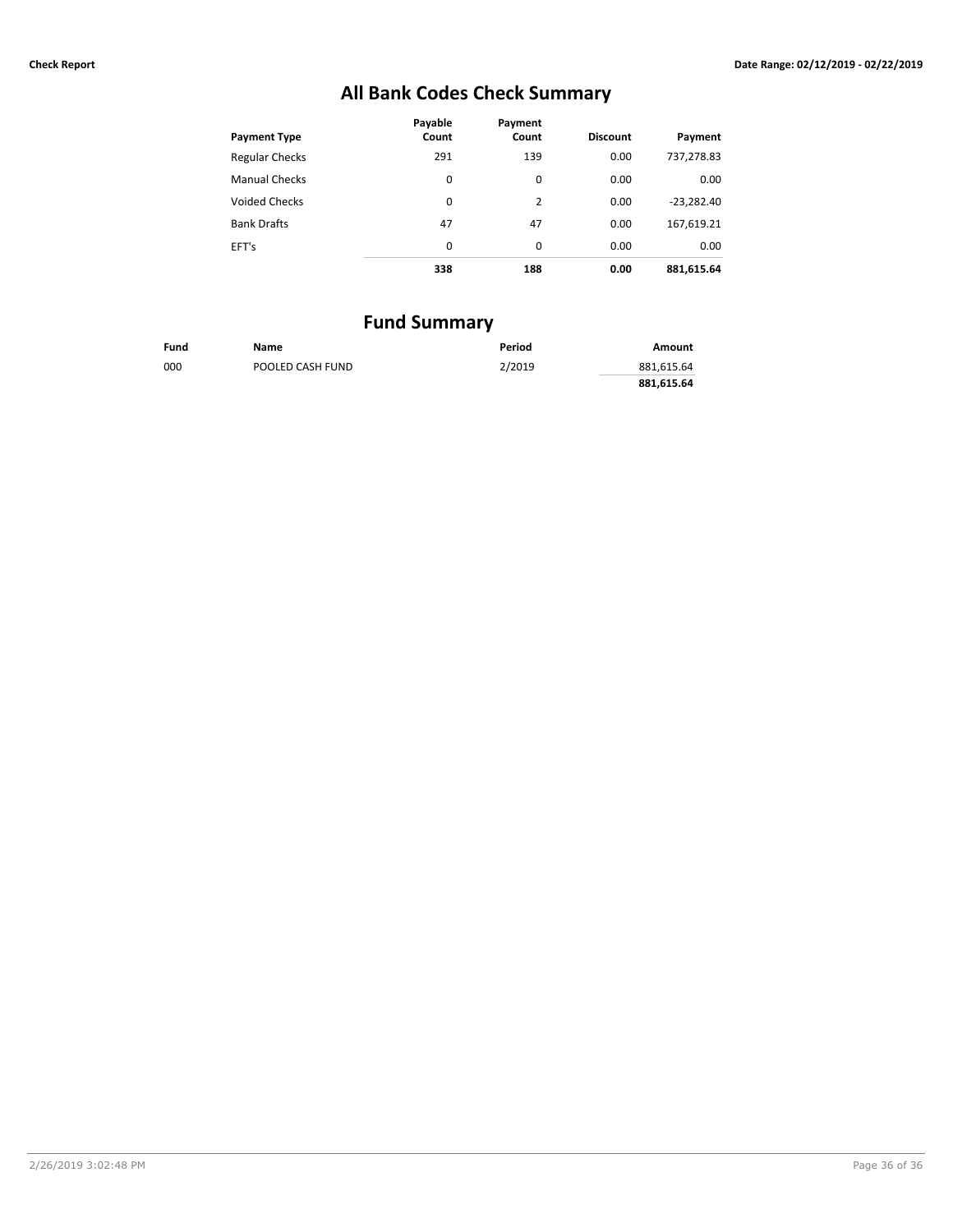# All Bank Codes Check Summary

| Payment Type | Payable Count | Payment Count | Discount | Payment |
|---|---|---|---|---|
| Regular Checks | 291 | 139 | 0.00 | 737,278.83 |
| Manual Checks | 0 | 0 | 0.00 | 0.00 |
| Voided Checks | 0 | 2 | 0.00 | -23,282.40 |
| Bank Drafts | 47 | 47 | 0.00 | 167,619.21 |
| EFT's | 0 | 0 | 0.00 | 0.00 |
| | **338** | **188** | **0.00** | **881,615.64** |

# Fund Summary

| Fund | Name | Period | Amount |
|---|---|---|---|
| 000 | POOLED CASH FUND | 2/2019 | 881,615.64 |
| | | | **881,615.64** |